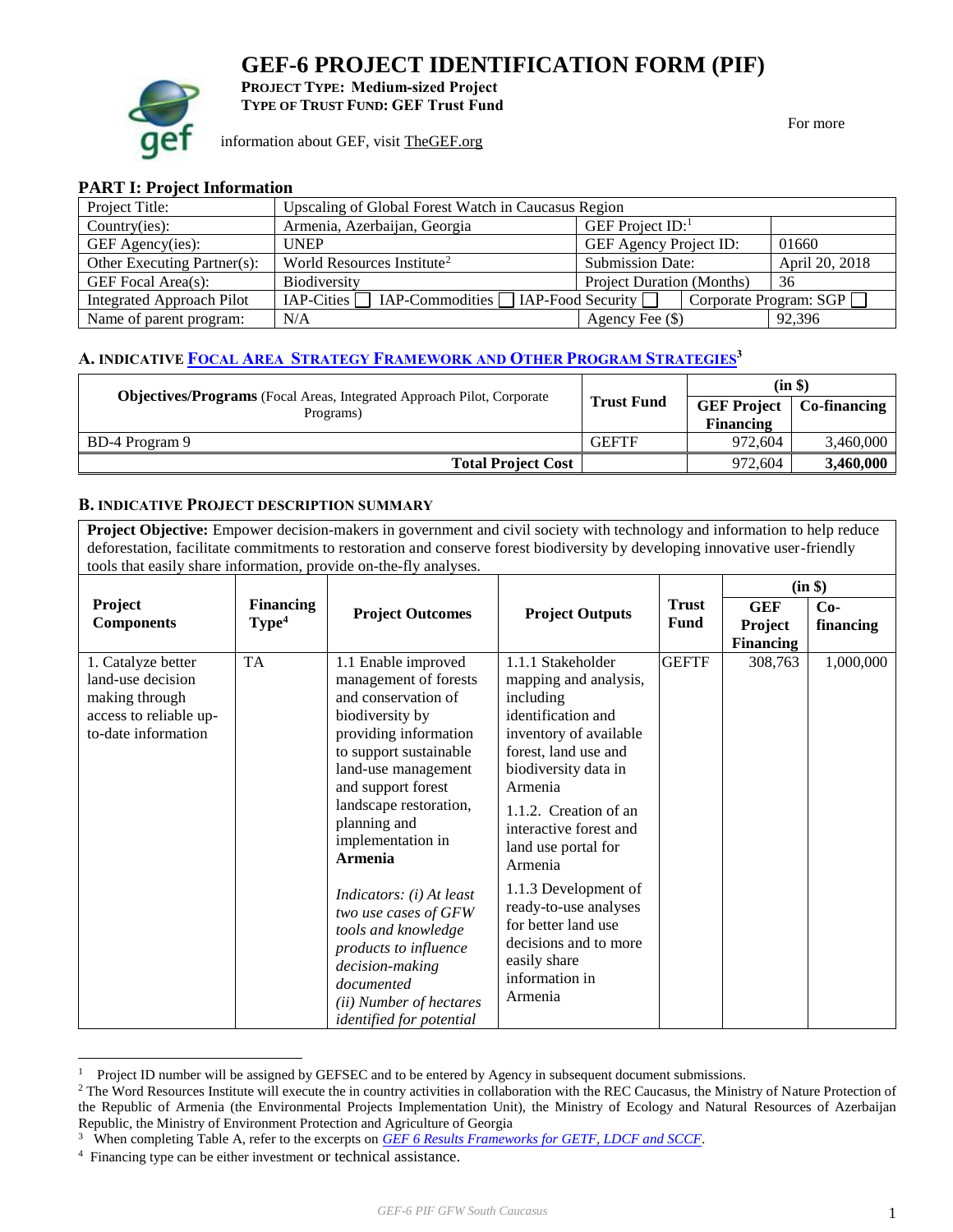# GEF-6 PROJECT IDENTIFICATION FORM (PIF)

**PROJECT TYPE: Medium-sized Project**
**TYPE OF TRUST FUND: GEF Trust Fund**

For more information about GEF, visit TheGEF.org

## PART I: Project Information

| Project Title: | Upscaling of Global Forest Watch in Caucasus Region | | |
|---|---|---|---|
| Country(ies): | Armenia, Azerbaijan, Georgia | GEF Project ID:[1] | |
| GEF Agency(ies): | UNEP | GEF Agency Project ID: | 01660 |
| Other Executing Partner(s): | World Resources Institute[2] | Submission Date: | April 20, 2018 |
| GEF Focal Area(s): | Biodiversity | Project Duration (Months) | 36 |
| Integrated Approach Pilot | IAP-Cities ☐ IAP-Commodities ☐ IAP-Food Security ☐ | Corporate Program: SGP ☐ | |
| Name of parent program: | N/A | Agency Fee ($) | 92,396 |

### A. INDICATIVE FOCAL AREA STRATEGY FRAMEWORK AND OTHER PROGRAM STRATEGIES[3]

| **Objectives/Programs** (Focal Areas, Integrated Approach Pilot, Corporate Programs) | **Trust Fund** | **(in $)** | |
|---|---|---|---|
| | | **GEF Project Financing** | **Co-financing** |
| BD-4 Program 9 | GEFTF | 972,604 | 3,460,000 |
| **Total Project Cost** | | 972,604 | **3,460,000** |

### B. INDICATIVE PROJECT DESCRIPTION SUMMARY

**Project Objective:** Empower decision-makers in government and civil society with technology and information to help reduce deforestation, facilitate commitments to restoration and conserve forest biodiversity by developing innovative user-friendly tools that easily share information, provide on-the-fly analyses.

| **Project Components** | **Financing Type**[4] | **Project Outcomes** | **Project Outputs** | **Trust Fund** | **(in $)** | |
|---|---|---|---|---|---|---|
| | | | | | **GEF Project Financing** | **Co-financing** |
| 1. Catalyze better land-use decision making through access to reliable up-to-date information | TA | 1.1 Enable improved management of forests and conservation of biodiversity by providing information to support sustainable land-use management and support forest landscape restoration, planning and implementation in **Armenia**<br><br>*Indicators: (i) At least two use cases of GFW tools and knowledge products to influence decision-making documented*<br>*(ii) Number of hectares identified for potential* | 1.1.1 Stakeholder mapping and analysis, including identification and inventory of available forest, land use and biodiversity data in Armenia<br><br>1.1.2. Creation of an interactive forest and land use portal for Armenia<br><br>1.1.3 Development of ready-to-use analyses for better land use decisions and to more easily share information in Armenia | GEFTF | 308,763 | 1,000,000 |

---

[1] Project ID number will be assigned by GEFSEC and to be entered by Agency in subsequent document submissions.

[2] The Word Resources Institute will execute the in country activities in collaboration with the REC Caucasus, the Ministry of Nature Protection of the Republic of Armenia (the Environmental Projects Implementation Unit), the Ministry of Ecology and Natural Resources of Azerbaijan Republic, the Ministry of Environment Protection and Agriculture of Georgia

[3] When completing Table A, refer to the excerpts on *GEF 6 Results Frameworks for GETF, LDCF and SCCF*.

[4] Financing type can be either investment or technical assistance.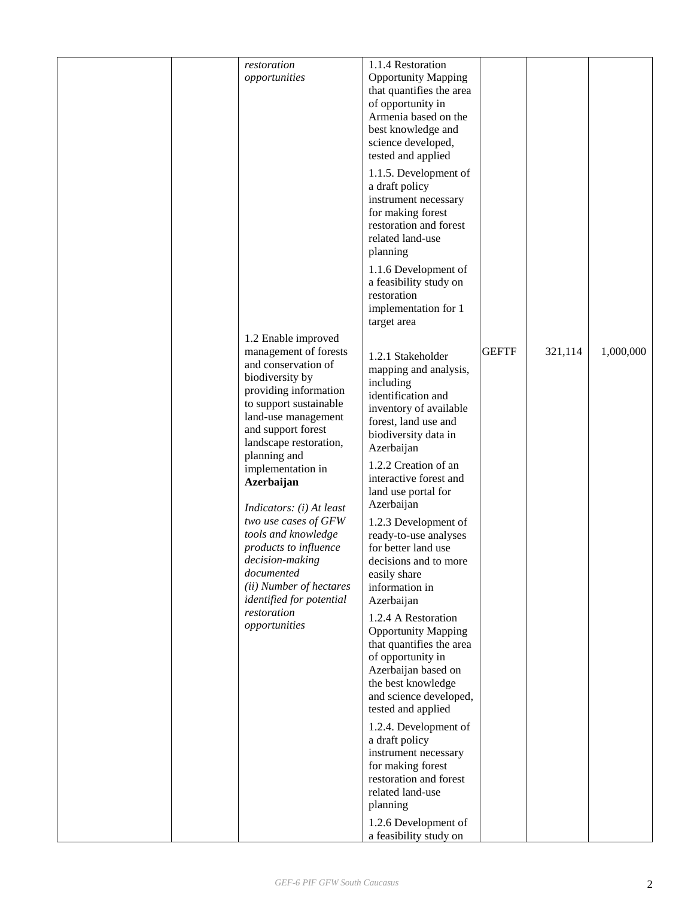| | | | | | | |
|---|---|---|---|---|---|---|
| | | *restoration opportunities* | 1.1.4 Restoration Opportunity Mapping that quantifies the area of opportunity in Armenia based on the best knowledge and science developed, tested and applied<br><br>1.1.5. Development of a draft policy instrument necessary for making forest restoration and forest related land-use planning<br><br>1.1.6 Development of a feasibility study on restoration implementation for 1 target area | | | |
| | | 1.2 Enable improved management of forests and conservation of biodiversity by providing information to support sustainable land-use management and support forest landscape restoration, planning and implementation in **Azerbaijan**<br><br>*Indicators: (i) At least two use cases of GFW tools and knowledge products to influence decision-making documented*<br>*(ii) Number of hectares identified for potential restoration opportunities* | 1.2.1 Stakeholder mapping and analysis, including identification and inventory of available forest, land use and biodiversity data in Azerbaijan<br><br>1.2.2 Creation of an interactive forest and land use portal for Azerbaijan<br><br>1.2.3 Development of ready-to-use analyses for better land use decisions and to more easily share information in Azerbaijan<br><br>1.2.4 A Restoration Opportunity Mapping that quantifies the area of opportunity in Azerbaijan based on the best knowledge and science developed, tested and applied<br><br>1.2.4. Development of a draft policy instrument necessary for making forest restoration and forest related land-use planning<br><br>1.2.6 Development of a feasibility study on | GEFTF | 321,114 | 1,000,000 |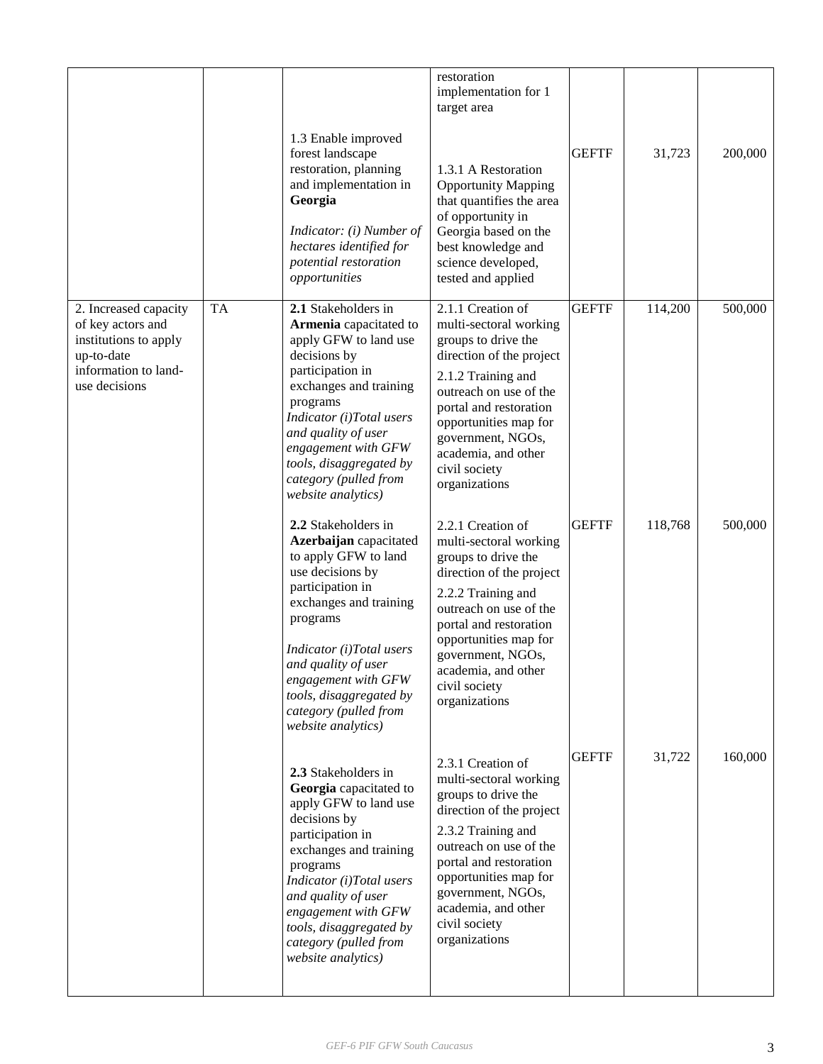| | | | restoration implementation for 1 target area | | | |
|---|---|---|---|---|---|---|
| | | 1.3 Enable improved forest landscape restoration, planning and implementation in **Georgia**<br><br>*Indicator: (i) Number of hectares identified for potential restoration opportunities* | 1.3.1 A Restoration Opportunity Mapping that quantifies the area of opportunity in Georgia based on the best knowledge and science developed, tested and applied | GEFTF | 31,723 | 200,000 |
| 2. Increased capacity of key actors and institutions to apply up-to-date information to land-use decisions | TA | **2.1** Stakeholders in **Armenia** capacitated to apply GFW to land use decisions by participation in exchanges and training programs<br>*Indicator (i)Total users and quality of user engagement with GFW tools, disaggregated by category (pulled from website analytics)* | 2.1.1 Creation of multi-sectoral working groups to drive the direction of the project<br>2.1.2 Training and outreach on use of the portal and restoration opportunities map for government, NGOs, academia, and other civil society organizations | GEFTF | 114,200 | 500,000 |
| | | **2.2** Stakeholders in **Azerbaijan** capacitated to apply GFW to land use decisions by participation in exchanges and training programs<br><br>*Indicator (i)Total users and quality of user engagement with GFW tools, disaggregated by category (pulled from website analytics)* | 2.2.1 Creation of multi-sectoral working groups to drive the direction of the project<br>2.2.2 Training and outreach on use of the portal and restoration opportunities map for government, NGOs, academia, and other civil society organizations | GEFTF | 118,768 | 500,000 |
| | | **2.3** Stakeholders in **Georgia** capacitated to apply GFW to land use decisions by participation in exchanges and training programs<br>*Indicator (i)Total users and quality of user engagement with GFW tools, disaggregated by category (pulled from website analytics)* | 2.3.1 Creation of multi-sectoral working groups to drive the direction of the project<br>2.3.2 Training and outreach on use of the portal and restoration opportunities map for government, NGOs, academia, and other civil society organizations | GEFTF | 31,722 | 160,000 |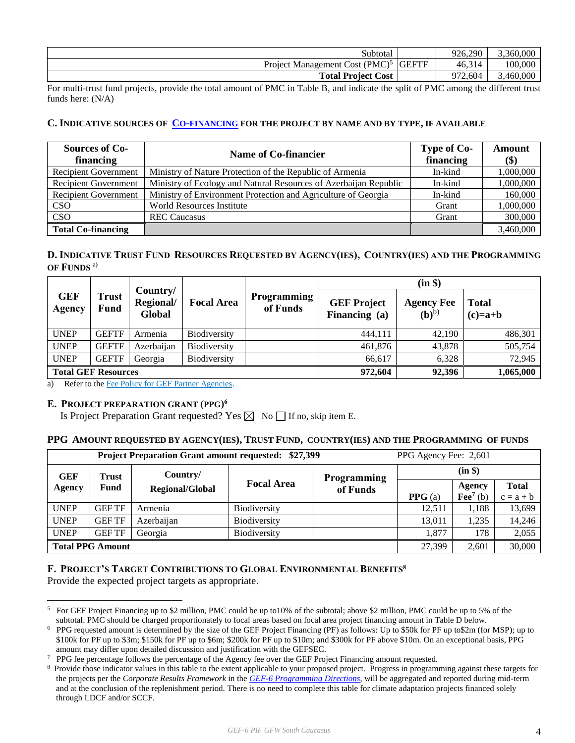| | | | |
|---|---|---|---|
| Subtotal | | 926,290 | 3,360,000 |
| Project Management Cost (PMC)[5] | GEFTF | 46,314 | 100,000 |
| **Total Project Cost** | | 972,604 | 3,460,000 |

For multi-trust fund projects, provide the total amount of PMC in Table B, and indicate the split of PMC among the different trust funds here: (N/A)

### C. Indicative sources of Co-financing for the project by name and by type, if available

| Sources of Co-financing | Name of Co-financier | Type of Co-financing | Amount ($) |
|---|---|---|---|
| Recipient Government | Ministry of Nature Protection of the Republic of Armenia | In-kind | 1,000,000 |
| Recipient Government | Ministry of Ecology and Natural Resources of Azerbaijan Republic | In-kind | 1,000,000 |
| Recipient Government | Ministry of Environment Protection and Agriculture of Georgia | In-kind | 160,000 |
| CSO | World Resources Institute | Grant | 1,000,000 |
| CSO | REC Caucasus | Grant | 300,000 |
| **Total Co-financing** | | | 3,460,000 |

### D. Indicative Trust Fund Resources Requested by Agency(ies), Country(ies) and the Programming of Funds [a)]

| GEF Agency | Trust Fund | Country/ Regional/ Global | Focal Area | Programming of Funds | (in $) GEF Project Financing (a) | Agency Fee (b)[b)] | Total (c)=a+b |
|---|---|---|---|---|---|---|---|
| UNEP | GEFTF | Armenia | Biodiversity | | 444,111 | 42,190 | 486,301 |
| UNEP | GEFTF | Azerbaijan | Biodiversity | | 461,876 | 43,878 | 505,754 |
| UNEP | GEFTF | Georgia | Biodiversity | | 66,617 | 6,328 | 72,945 |
| **Total GEF Resources** | | | | | **972,604** | **92,396** | **1,065,000** |

a) Refer to the Fee Policy for GEF Partner Agencies.

### E. Project Preparation Grant (PPG)[6]

Is Project Preparation Grant requested? Yes ☒ No ☐ If no, skip item E.

### PPG Amount Requested by Agency(ies), Trust Fund, Country(ies) and the Programming of Funds

**Project Preparation Grant amount requested: $27,399** PPG Agency Fee: 2,601

| GEF Agency | Trust Fund | Country/ Regional/Global | Focal Area | Programming of Funds | (in $) PPG (a) | Agency Fee[7] (b) | Total c = a + b |
|---|---|---|---|---|---|---|---|
| UNEP | GEF TF | Armenia | Biodiversity | | 12,511 | 1,188 | 13,699 |
| UNEP | GEF TF | Azerbaijan | Biodiversity | | 13,011 | 1,235 | 14,246 |
| UNEP | GEF TF | Georgia | Biodiversity | | 1,877 | 178 | 2,055 |
| **Total PPG Amount** | | | | | 27,399 | 2,601 | 30,000 |

### F. Project's Target Contributions to Global Environmental Benefits[8]

Provide the expected project targets as appropriate.

---

[5] For GEF Project Financing up to $2 million, PMC could be up to10% of the subtotal; above $2 million, PMC could be up to 5% of the subtotal. PMC should be charged proportionately to focal areas based on focal area project financing amount in Table D below.

[6] PPG requested amount is determined by the size of the GEF Project Financing (PF) as follows: Up to $50k for PF up to$2m (for MSP); up to $100k for PF up to $3m; $150k for PF up to $6m; $200k for PF up to $10m; and $300k for PF above $10m. On an exceptional basis, PPG amount may differ upon detailed discussion and justification with the GEFSEC.

[7] PPG fee percentage follows the percentage of the Agency fee over the GEF Project Financing amount requested.

[8] Provide those indicator values in this table to the extent applicable to your proposed project. Progress in programming against these targets for the projects per the *Corporate Results Framework* in the *GEF-6 Programming Directions*, will be aggregated and reported during mid-term and at the conclusion of the replenishment period. There is no need to complete this table for climate adaptation projects financed solely through LDCF and/or SCCF.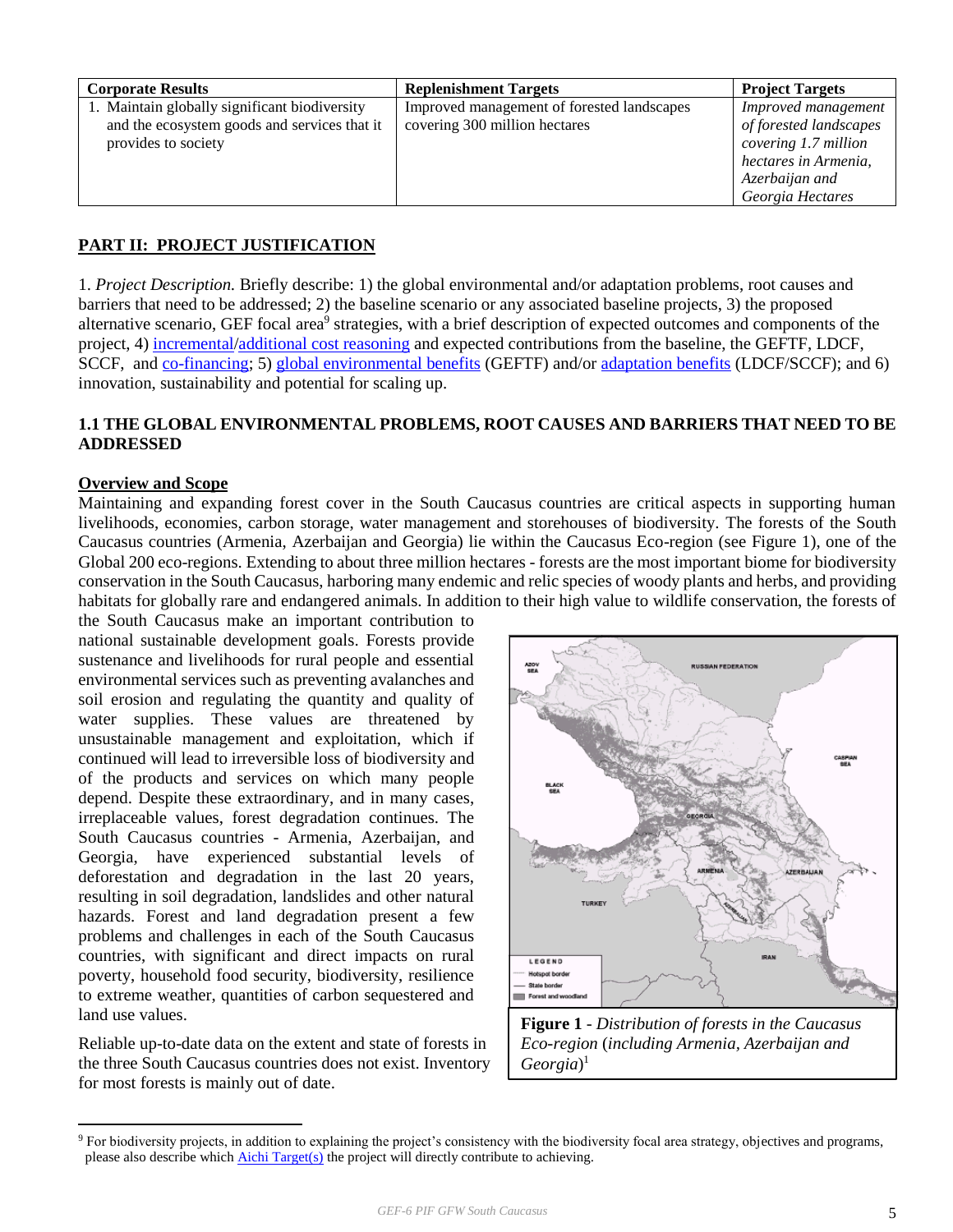| Corporate Results | Replenishment Targets | Project Targets |
|---|---|---|
| 1. Maintain globally significant biodiversity and the ecosystem goods and services that it provides to society | Improved management of forested landscapes covering 300 million hectares | *Improved management of forested landscapes covering 1.7 million hectares in Armenia, Azerbaijan and Georgia Hectares* |

## PART II: PROJECT JUSTIFICATION

1. *Project Description.* Briefly describe: 1) the global environmental and/or adaptation problems, root causes and barriers that need to be addressed; 2) the baseline scenario or any associated baseline projects, 3) the proposed alternative scenario, GEF focal area[9] strategies, with a brief description of expected outcomes and components of the project, 4) incremental/additional cost reasoning and expected contributions from the baseline, the GEFTF, LDCF, SCCF, and co-financing; 5) global environmental benefits (GEFTF) and/or adaptation benefits (LDCF/SCCF); and 6) innovation, sustainability and potential for scaling up.

### 1.1 THE GLOBAL ENVIRONMENTAL PROBLEMS, ROOT CAUSES AND BARRIERS THAT NEED TO BE ADDRESSED

**Overview and Scope**

Maintaining and expanding forest cover in the South Caucasus countries are critical aspects in supporting human livelihoods, economies, carbon storage, water management and storehouses of biodiversity. The forests of the South Caucasus countries (Armenia, Azerbaijan and Georgia) lie within the Caucasus Eco-region (see Figure 1), one of the Global 200 eco-regions. Extending to about three million hectares - forests are the most important biome for biodiversity conservation in the South Caucasus, harboring many endemic and relic species of woody plants and herbs, and providing habitats for globally rare and endangered animals. In addition to their high value to wildlife conservation, the forests of the South Caucasus make an important contribution to national sustainable development goals. Forests provide sustenance and livelihoods for rural people and essential environmental services such as preventing avalanches and soil erosion and regulating the quantity and quality of water supplies. These values are threatened by unsustainable management and exploitation, which if continued will lead to irreversible loss of biodiversity and of the products and services on which many people depend. Despite these extraordinary, and in many cases, irreplaceable values, forest degradation continues. The South Caucasus countries - Armenia, Azerbaijan, and Georgia, have experienced substantial levels of deforestation and degradation in the last 20 years, resulting in soil degradation, landslides and other natural hazards. Forest and land degradation present a few problems and challenges in each of the South Caucasus countries, with significant and direct impacts on rural poverty, household food security, biodiversity, resilience to extreme weather, quantities of carbon sequestered and land use values.

**Figure 1** - *Distribution of forests in the Caucasus Eco-region (including Armenia, Azerbaijan and Georgia)*[1]

Reliable up-to-date data on the extent and state of forests in the three South Caucasus countries does not exist. Inventory for most forests is mainly out of date.

---

[9] For biodiversity projects, in addition to explaining the project's consistency with the biodiversity focal area strategy, objectives and programs, please also describe which Aichi Target(s) the project will directly contribute to achieving.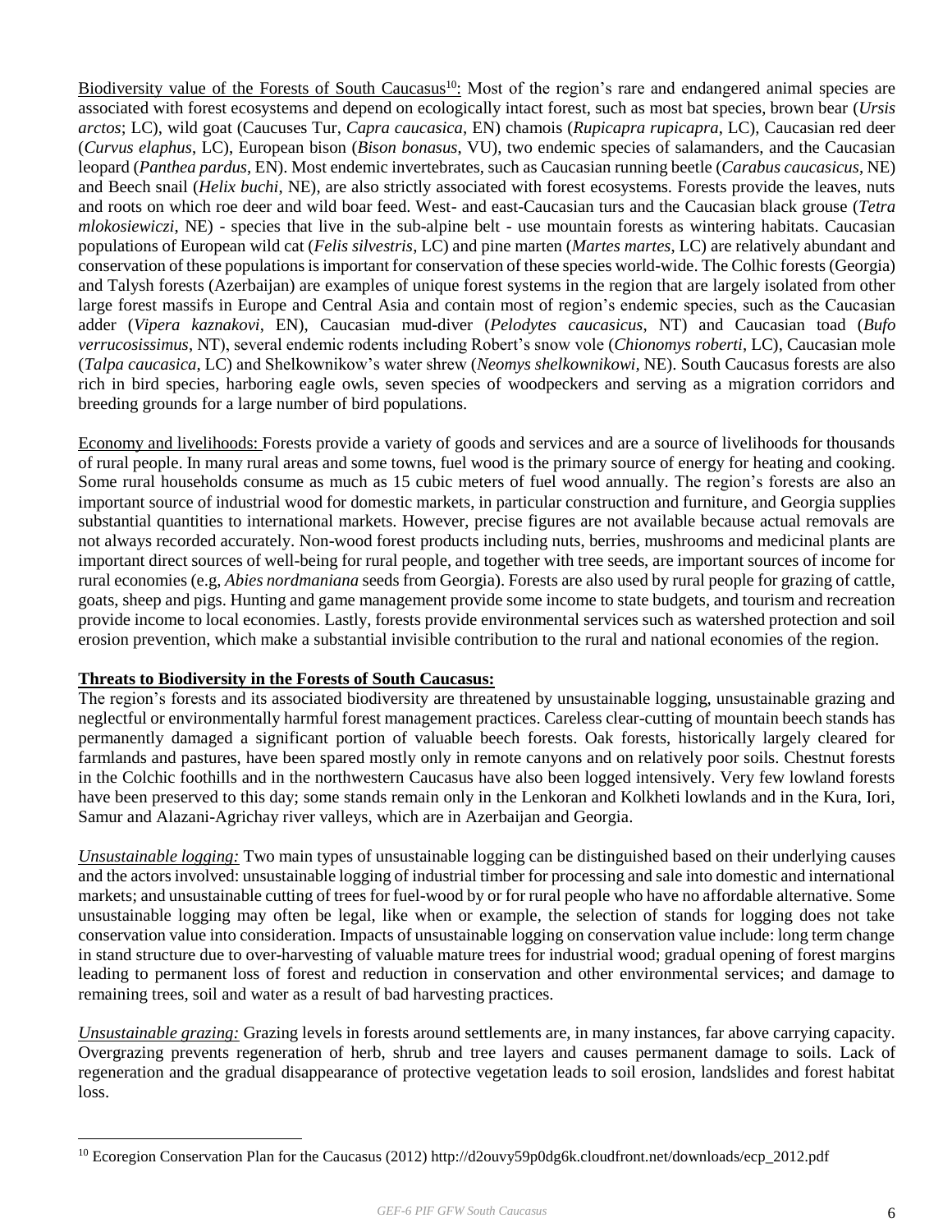Biodiversity value of the Forests of South Caucasus[10]: Most of the region's rare and endangered animal species are associated with forest ecosystems and depend on ecologically intact forest, such as most bat species, brown bear (*Ursis arctos*; LC), wild goat (Caucuses Tur, *Capra caucasica*, EN) chamois (*Rupicapra rupicapra*, LC), Caucasian red deer (*Curvus elaphus*, LC), European bison (*Bison bonasus*, VU), two endemic species of salamanders, and the Caucasian leopard (*Panthea pardus*, EN). Most endemic invertebrates, such as Caucasian running beetle (*Carabus caucasicus*, NE) and Beech snail (*Helix buchi*, NE), are also strictly associated with forest ecosystems. Forests provide the leaves, nuts and roots on which roe deer and wild boar feed. West- and east-Caucasian turs and the Caucasian black grouse (*Tetra mlokosiewiczi*, NE) - species that live in the sub-alpine belt - use mountain forests as wintering habitats. Caucasian populations of European wild cat (*Felis silvestris*, LC) and pine marten (*Martes martes*, LC) are relatively abundant and conservation of these populations is important for conservation of these species world-wide. The Colhic forests (Georgia) and Talysh forests (Azerbaijan) are examples of unique forest systems in the region that are largely isolated from other large forest massifs in Europe and Central Asia and contain most of region's endemic species, such as the Caucasian adder (*Vipera kaznakovi*, EN), Caucasian mud-diver (*Pelodytes caucasicus*, NT) and Caucasian toad (*Bufo verrucosissimus*, NT), several endemic rodents including Robert's snow vole (*Chionomys roberti*, LC), Caucasian mole (*Talpa caucasica*, LC) and Shelkownikow's water shrew (*Neomys shelkownikowi*, NE). South Caucasus forests are also rich in bird species, harboring eagle owls, seven species of woodpeckers and serving as a migration corridors and breeding grounds for a large number of bird populations.

Economy and livelihoods: Forests provide a variety of goods and services and are a source of livelihoods for thousands of rural people. In many rural areas and some towns, fuel wood is the primary source of energy for heating and cooking. Some rural households consume as much as 15 cubic meters of fuel wood annually. The region's forests are also an important source of industrial wood for domestic markets, in particular construction and furniture, and Georgia supplies substantial quantities to international markets. However, precise figures are not available because actual removals are not always recorded accurately. Non-wood forest products including nuts, berries, mushrooms and medicinal plants are important direct sources of well-being for rural people, and together with tree seeds, are important sources of income for rural economies (e.g, *Abies nordmaniana* seeds from Georgia). Forests are also used by rural people for grazing of cattle, goats, sheep and pigs. Hunting and game management provide some income to state budgets, and tourism and recreation provide income to local economies. Lastly, forests provide environmental services such as watershed protection and soil erosion prevention, which make a substantial invisible contribution to the rural and national economies of the region.

**Threats to Biodiversity in the Forests of South Caucasus:**

The region's forests and its associated biodiversity are threatened by unsustainable logging, unsustainable grazing and neglectful or environmentally harmful forest management practices. Careless clear-cutting of mountain beech stands has permanently damaged a significant portion of valuable beech forests. Oak forests, historically largely cleared for farmlands and pastures, have been spared mostly only in remote canyons and on relatively poor soils. Chestnut forests in the Colchic foothills and in the northwestern Caucasus have also been logged intensively. Very few lowland forests have been preserved to this day; some stands remain only in the Lenkoran and Kolkheti lowlands and in the Kura, Iori, Samur and Alazani-Agrichay river valleys, which are in Azerbaijan and Georgia.

*Unsustainable logging:* Two main types of unsustainable logging can be distinguished based on their underlying causes and the actors involved: unsustainable logging of industrial timber for processing and sale into domestic and international markets; and unsustainable cutting of trees for fuel-wood by or for rural people who have no affordable alternative. Some unsustainable logging may often be legal, like when or example, the selection of stands for logging does not take conservation value into consideration. Impacts of unsustainable logging on conservation value include: long term change in stand structure due to over-harvesting of valuable mature trees for industrial wood; gradual opening of forest margins leading to permanent loss of forest and reduction in conservation and other environmental services; and damage to remaining trees, soil and water as a result of bad harvesting practices.

*Unsustainable grazing:* Grazing levels in forests around settlements are, in many instances, far above carrying capacity. Overgrazing prevents regeneration of herb, shrub and tree layers and causes permanent damage to soils. Lack of regeneration and the gradual disappearance of protective vegetation leads to soil erosion, landslides and forest habitat loss.

[10] Ecoregion Conservation Plan for the Caucasus (2012) http://d2ouvy59p0dg6k.cloudfront.net/downloads/ecp_2012.pdf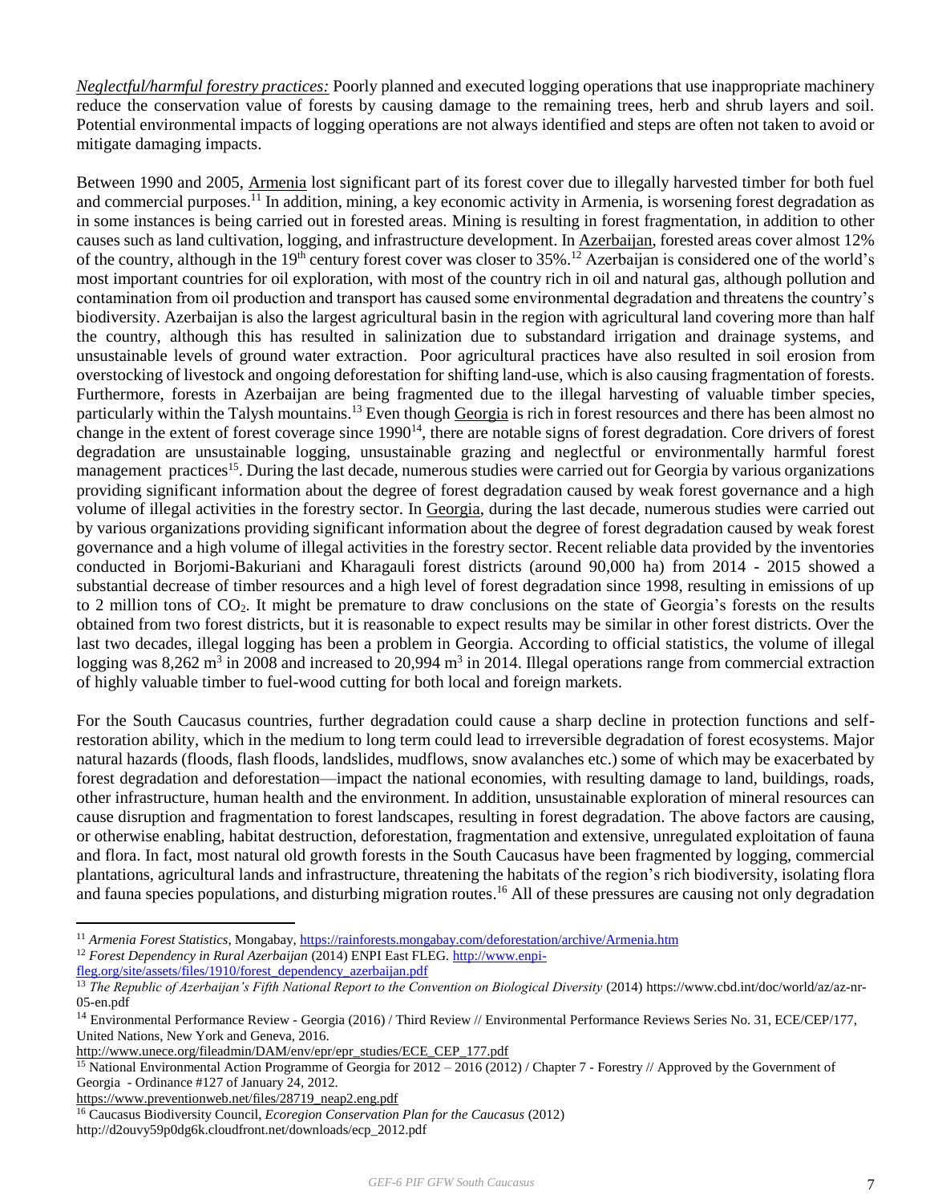*Neglectful/harmful forestry practices:* Poorly planned and executed logging operations that use inappropriate machinery reduce the conservation value of forests by causing damage to the remaining trees, herb and shrub layers and soil. Potential environmental impacts of logging operations are not always identified and steps are often not taken to avoid or mitigate damaging impacts.

Between 1990 and 2005, Armenia lost significant part of its forest cover due to illegally harvested timber for both fuel and commercial purposes.[11] In addition, mining, a key economic activity in Armenia, is worsening forest degradation as in some instances is being carried out in forested areas. Mining is resulting in forest fragmentation, in addition to other causes such as land cultivation, logging, and infrastructure development. In Azerbaijan, forested areas cover almost 12% of the country, although in the 19th century forest cover was closer to 35%.[12] Azerbaijan is considered one of the world's most important countries for oil exploration, with most of the country rich in oil and natural gas, although pollution and contamination from oil production and transport has caused some environmental degradation and threatens the country's biodiversity. Azerbaijan is also the largest agricultural basin in the region with agricultural land covering more than half the country, although this has resulted in salinization due to substandard irrigation and drainage systems, and unsustainable levels of ground water extraction. Poor agricultural practices have also resulted in soil erosion from overstocking of livestock and ongoing deforestation for shifting land-use, which is also causing fragmentation of forests. Furthermore, forests in Azerbaijan are being fragmented due to the illegal harvesting of valuable timber species, particularly within the Talysh mountains.[13] Even though Georgia is rich in forest resources and there has been almost no change in the extent of forest coverage since 1990[14], there are notable signs of forest degradation. Core drivers of forest degradation are unsustainable logging, unsustainable grazing and neglectful or environmentally harmful forest management practices[15]. During the last decade, numerous studies were carried out for Georgia by various organizations providing significant information about the degree of forest degradation caused by weak forest governance and a high volume of illegal activities in the forestry sector. In Georgia, during the last decade, numerous studies were carried out by various organizations providing significant information about the degree of forest degradation caused by weak forest governance and a high volume of illegal activities in the forestry sector. Recent reliable data provided by the inventories conducted in Borjomi-Bakuriani and Kharagauli forest districts (around 90,000 ha) from 2014 - 2015 showed a substantial decrease of timber resources and a high level of forest degradation since 1998, resulting in emissions of up to 2 million tons of $CO_2$. It might be premature to draw conclusions on the state of Georgia's forests on the results obtained from two forest districts, but it is reasonable to expect results may be similar in other forest districts. Over the last two decades, illegal logging has been a problem in Georgia. According to official statistics, the volume of illegal logging was 8,262 $m^3$ in 2008 and increased to 20,994 $m^3$ in 2014. Illegal operations range from commercial extraction of highly valuable timber to fuel-wood cutting for both local and foreign markets.

For the South Caucasus countries, further degradation could cause a sharp decline in protection functions and self-restoration ability, which in the medium to long term could lead to irreversible degradation of forest ecosystems. Major natural hazards (floods, flash floods, landslides, mudflows, snow avalanches etc.) some of which may be exacerbated by forest degradation and deforestation—impact the national economies, with resulting damage to land, buildings, roads, other infrastructure, human health and the environment. In addition, unsustainable exploration of mineral resources can cause disruption and fragmentation to forest landscapes, resulting in forest degradation. The above factors are causing, or otherwise enabling, habitat destruction, deforestation, fragmentation and extensive, unregulated exploitation of fauna and flora. In fact, most natural old growth forests in the South Caucasus have been fragmented by logging, commercial plantations, agricultural lands and infrastructure, threatening the habitats of the region's rich biodiversity, isolating flora and fauna species populations, and disturbing migration routes.[16] All of these pressures are causing not only degradation

---

[11] *Armenia Forest Statistics*, Mongabay, https://rainforests.mongabay.com/deforestation/archive/Armenia.htm

[12] *Forest Dependency in Rural Azerbaijan* (2014) ENPI East FLEG. http://www.enpi-fleg.org/site/assets/files/1910/forest_dependency_azerbaijan.pdf

[13] *The Republic of Azerbaijan's Fifth National Report to the Convention on Biological Diversity* (2014) https://www.cbd.int/doc/world/az/az-nr-05-en.pdf

[14] Environmental Performance Review - Georgia (2016) / Third Review // Environmental Performance Reviews Series No. 31, ECE/CEP/177, United Nations, New York and Geneva, 2016. http://www.unece.org/fileadmin/DAM/env/epr/epr_studies/ECE_CEP_177.pdf

[15] National Environmental Action Programme of Georgia for 2012 – 2016 (2012) / Chapter 7 - Forestry // Approved by the Government of Georgia - Ordinance #127 of January 24, 2012. https://www.preventionweb.net/files/28719_neap2.eng.pdf

[16] Caucasus Biodiversity Council, *Ecoregion Conservation Plan for the Caucasus* (2012) http://d2ouvy59p0dg6k.cloudfront.net/downloads/ecp_2012.pdf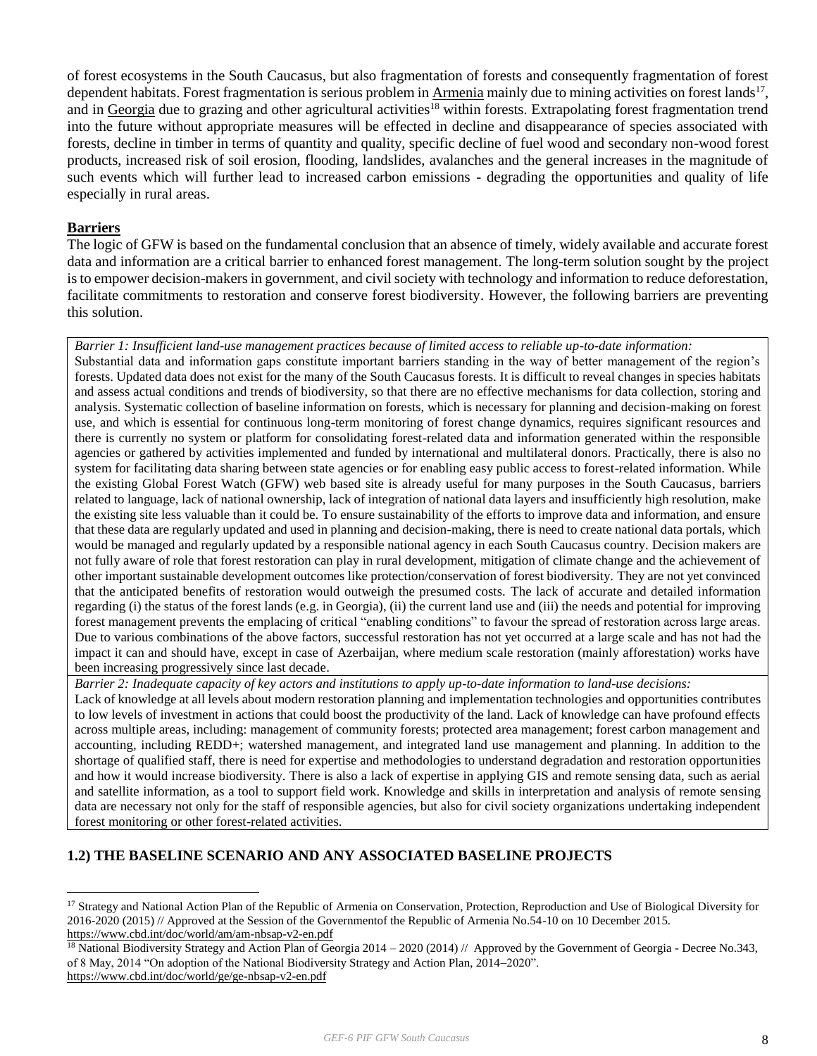of forest ecosystems in the South Caucasus, but also fragmentation of forests and consequently fragmentation of forest dependent habitats. Forest fragmentation is serious problem in Armenia mainly due to mining activities on forest lands[17], and in Georgia due to grazing and other agricultural activities[18] within forests. Extrapolating forest fragmentation trend into the future without appropriate measures will be effected in decline and disappearance of species associated with forests, decline in timber in terms of quantity and quality, specific decline of fuel wood and secondary non-wood forest products, increased risk of soil erosion, flooding, landslides, avalanches and the general increases in the magnitude of such events which will further lead to increased carbon emissions - degrading the opportunities and quality of life especially in rural areas.

**Barriers**

The logic of GFW is based on the fundamental conclusion that an absence of timely, widely available and accurate forest data and information are a critical barrier to enhanced forest management. The long-term solution sought by the project is to empower decision-makers in government, and civil society with technology and information to reduce deforestation, facilitate commitments to restoration and conserve forest biodiversity. However, the following barriers are preventing this solution.

*Barrier 1: Insufficient land-use management practices because of limited access to reliable up-to-date information:*

Substantial data and information gaps constitute important barriers standing in the way of better management of the region's forests. Updated data does not exist for the many of the South Caucasus forests. It is difficult to reveal changes in species habitats and assess actual conditions and trends of biodiversity, so that there are no effective mechanisms for data collection, storing and analysis. Systematic collection of baseline information on forests, which is necessary for planning and decision-making on forest use, and which is essential for continuous long-term monitoring of forest change dynamics, requires significant resources and there is currently no system or platform for consolidating forest-related data and information generated within the responsible agencies or gathered by activities implemented and funded by international and multilateral donors. Practically, there is also no system for facilitating data sharing between state agencies or for enabling easy public access to forest-related information. While the existing Global Forest Watch (GFW) web based site is already useful for many purposes in the South Caucasus, barriers related to language, lack of national ownership, lack of integration of national data layers and insufficiently high resolution, make the existing site less valuable than it could be. To ensure sustainability of the efforts to improve data and information, and ensure that these data are regularly updated and used in planning and decision-making, there is need to create national data portals, which would be managed and regularly updated by a responsible national agency in each South Caucasus country. Decision makers are not fully aware of role that forest restoration can play in rural development, mitigation of climate change and the achievement of other important sustainable development outcomes like protection/conservation of forest biodiversity. They are not yet convinced that the anticipated benefits of restoration would outweigh the presumed costs. The lack of accurate and detailed information regarding (i) the status of the forest lands (e.g. in Georgia), (ii) the current land use and (iii) the needs and potential for improving forest management prevents the emplacing of critical "enabling conditions" to favour the spread of restoration across large areas. Due to various combinations of the above factors, successful restoration has not yet occurred at a large scale and has not had the impact it can and should have, except in case of Azerbaijan, where medium scale restoration (mainly afforestation) works have been increasing progressively since last decade.

*Barrier 2: Inadequate capacity of key actors and institutions to apply up-to-date information to land-use decisions:*

Lack of knowledge at all levels about modern restoration planning and implementation technologies and opportunities contributes to low levels of investment in actions that could boost the productivity of the land. Lack of knowledge can have profound effects across multiple areas, including: management of community forests; protected area management; forest carbon management and accounting, including REDD+; watershed management, and integrated land use management and planning. In addition to the shortage of qualified staff, there is need for expertise and methodologies to understand degradation and restoration opportunities and how it would increase biodiversity. There is also a lack of expertise in applying GIS and remote sensing data, such as aerial and satellite information, as a tool to support field work. Knowledge and skills in interpretation and analysis of remote sensing data are necessary not only for the staff of responsible agencies, but also for civil society organizations undertaking independent forest monitoring or other forest-related activities.

## 1.2) THE BASELINE SCENARIO AND ANY ASSOCIATED BASELINE PROJECTS

[17] Strategy and National Action Plan of the Republic of Armenia on Conservation, Protection, Reproduction and Use of Biological Diversity for 2016-2020 (2015) // Approved at the Session of the Governmentof the Republic of Armenia No.54-10 on 10 December 2015. https://www.cbd.int/doc/world/am/am-nbsap-v2-en.pdf

[18] National Biodiversity Strategy and Action Plan of Georgia 2014 – 2020 (2014) // Approved by the Government of Georgia - Decree No.343, of 8 May, 2014 "On adoption of the National Biodiversity Strategy and Action Plan, 2014–2020". https://www.cbd.int/doc/world/ge/ge-nbsap-v2-en.pdf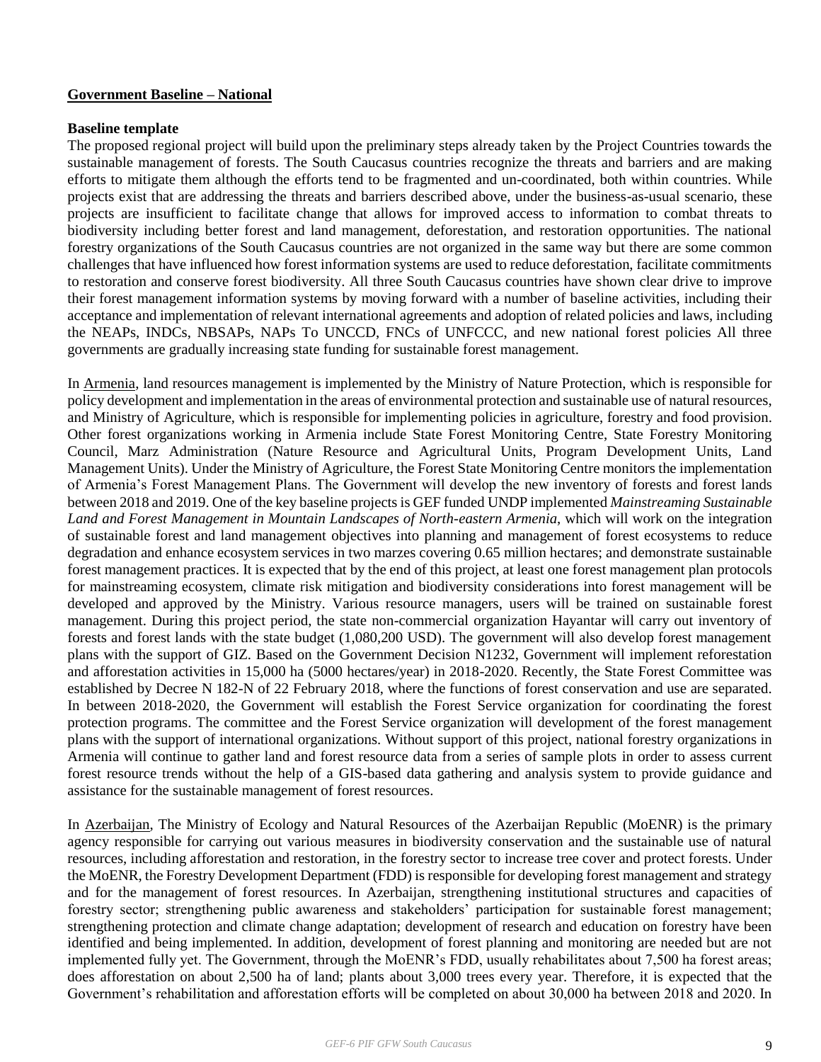**<u>Government Baseline – National</u>**

**Baseline template**

The proposed regional project will build upon the preliminary steps already taken by the Project Countries towards the sustainable management of forests. The South Caucasus countries recognize the threats and barriers and are making efforts to mitigate them although the efforts tend to be fragmented and un-coordinated, both within countries. While projects exist that are addressing the threats and barriers described above, under the business-as-usual scenario, these projects are insufficient to facilitate change that allows for improved access to information to combat threats to biodiversity including better forest and land management, deforestation, and restoration opportunities. The national forestry organizations of the South Caucasus countries are not organized in the same way but there are some common challenges that have influenced how forest information systems are used to reduce deforestation, facilitate commitments to restoration and conserve forest biodiversity. All three South Caucasus countries have shown clear drive to improve their forest management information systems by moving forward with a number of baseline activities, including their acceptance and implementation of relevant international agreements and adoption of related policies and laws, including the NEAPs, INDCs, NBSAPs, NAPs To UNCCD, FNCs of UNFCCC, and new national forest policies All three governments are gradually increasing state funding for sustainable forest management.

In <u>Armenia</u>, land resources management is implemented by the Ministry of Nature Protection, which is responsible for policy development and implementation in the areas of environmental protection and sustainable use of natural resources, and Ministry of Agriculture, which is responsible for implementing policies in agriculture, forestry and food provision. Other forest organizations working in Armenia include State Forest Monitoring Centre, State Forestry Monitoring Council, Marz Administration (Nature Resource and Agricultural Units, Program Development Units, Land Management Units). Under the Ministry of Agriculture, the Forest State Monitoring Centre monitors the implementation of Armenia's Forest Management Plans. The Government will develop the new inventory of forests and forest lands between 2018 and 2019. One of the key baseline projects is GEF funded UNDP implemented *Mainstreaming Sustainable Land and Forest Management in Mountain Landscapes of North-eastern Armenia*, which will work on the integration of sustainable forest and land management objectives into planning and management of forest ecosystems to reduce degradation and enhance ecosystem services in two marzes covering 0.65 million hectares; and demonstrate sustainable forest management practices. It is expected that by the end of this project, at least one forest management plan protocols for mainstreaming ecosystem, climate risk mitigation and biodiversity considerations into forest management will be developed and approved by the Ministry. Various resource managers, users will be trained on sustainable forest management. During this project period, the state non-commercial organization Hayantar will carry out inventory of forests and forest lands with the state budget (1,080,200 USD). The government will also develop forest management plans with the support of GIZ. Based on the Government Decision N1232, Government will implement reforestation and afforestation activities in 15,000 ha (5000 hectares/year) in 2018-2020. Recently, the State Forest Committee was established by Decree N 182-N of 22 February 2018, where the functions of forest conservation and use are separated. In between 2018-2020, the Government will establish the Forest Service organization for coordinating the forest protection programs. The committee and the Forest Service organization will development of the forest management plans with the support of international organizations. Without support of this project, national forestry organizations in Armenia will continue to gather land and forest resource data from a series of sample plots in order to assess current forest resource trends without the help of a GIS-based data gathering and analysis system to provide guidance and assistance for the sustainable management of forest resources.

In <u>Azerbaijan</u>, The Ministry of Ecology and Natural Resources of the Azerbaijan Republic (MoENR) is the primary agency responsible for carrying out various measures in biodiversity conservation and the sustainable use of natural resources, including afforestation and restoration, in the forestry sector to increase tree cover and protect forests. Under the MoENR, the Forestry Development Department (FDD) is responsible for developing forest management and strategy and for the management of forest resources. In Azerbaijan, strengthening institutional structures and capacities of forestry sector; strengthening public awareness and stakeholders' participation for sustainable forest management; strengthening protection and climate change adaptation; development of research and education on forestry have been identified and being implemented. In addition, development of forest planning and monitoring are needed but are not implemented fully yet. The Government, through the MoENR's FDD, usually rehabilitates about 7,500 ha forest areas; does afforestation on about 2,500 ha of land; plants about 3,000 trees every year. Therefore, it is expected that the Government's rehabilitation and afforestation efforts will be completed on about 30,000 ha between 2018 and 2020. In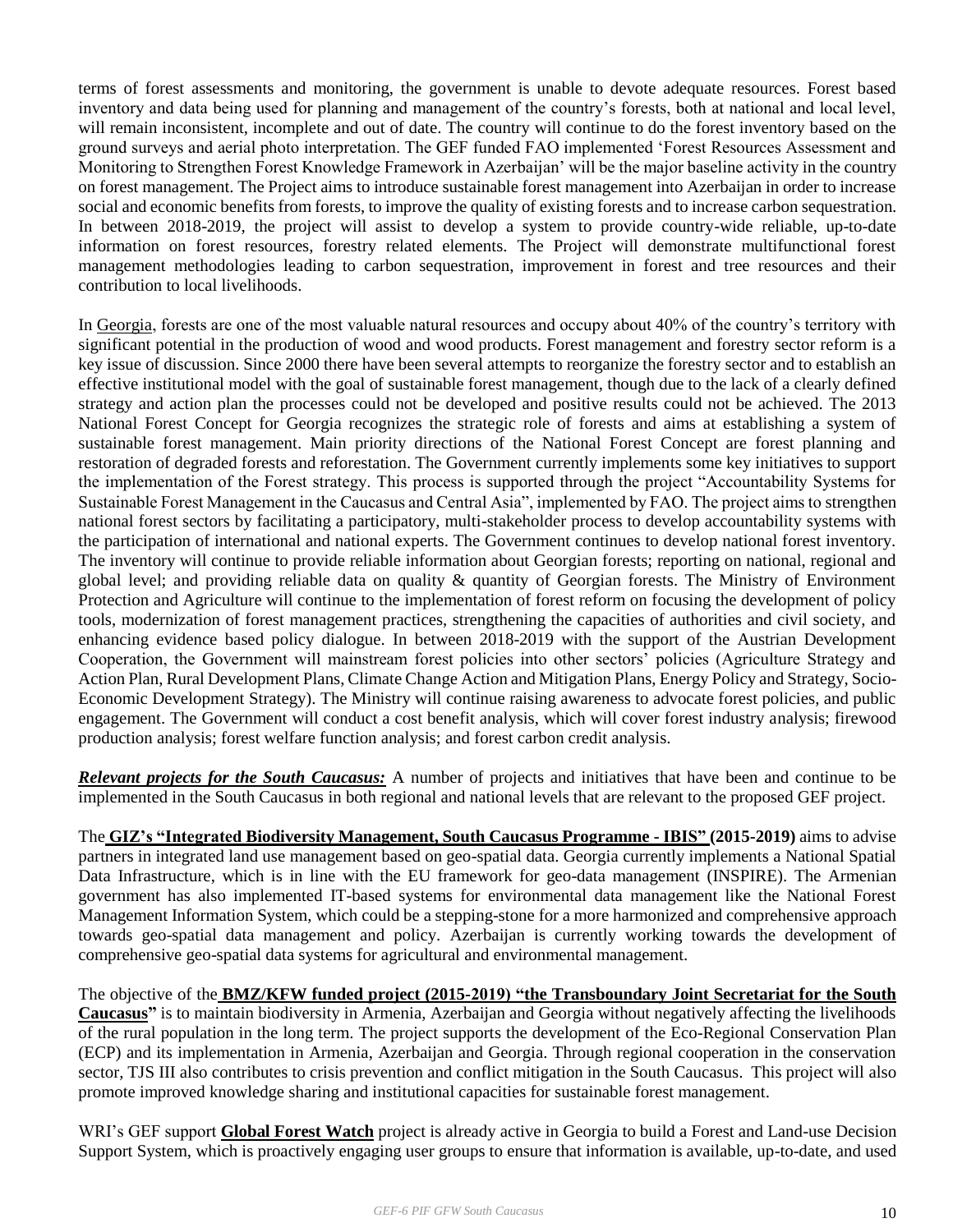terms of forest assessments and monitoring, the government is unable to devote adequate resources. Forest based inventory and data being used for planning and management of the country's forests, both at national and local level, will remain inconsistent, incomplete and out of date. The country will continue to do the forest inventory based on the ground surveys and aerial photo interpretation. The GEF funded FAO implemented 'Forest Resources Assessment and Monitoring to Strengthen Forest Knowledge Framework in Azerbaijan' will be the major baseline activity in the country on forest management. The Project aims to introduce sustainable forest management into Azerbaijan in order to increase social and economic benefits from forests, to improve the quality of existing forests and to increase carbon sequestration. In between 2018-2019, the project will assist to develop a system to provide country-wide reliable, up-to-date information on forest resources, forestry related elements. The Project will demonstrate multifunctional forest management methodologies leading to carbon sequestration, improvement in forest and tree resources and their contribution to local livelihoods.

In Georgia, forests are one of the most valuable natural resources and occupy about 40% of the country's territory with significant potential in the production of wood and wood products. Forest management and forestry sector reform is a key issue of discussion. Since 2000 there have been several attempts to reorganize the forestry sector and to establish an effective institutional model with the goal of sustainable forest management, though due to the lack of a clearly defined strategy and action plan the processes could not be developed and positive results could not be achieved. The 2013 National Forest Concept for Georgia recognizes the strategic role of forests and aims at establishing a system of sustainable forest management. Main priority directions of the National Forest Concept are forest planning and restoration of degraded forests and reforestation. The Government currently implements some key initiatives to support the implementation of the Forest strategy. This process is supported through the project "Accountability Systems for Sustainable Forest Management in the Caucasus and Central Asia", implemented by FAO. The project aims to strengthen national forest sectors by facilitating a participatory, multi-stakeholder process to develop accountability systems with the participation of international and national experts. The Government continues to develop national forest inventory. The inventory will continue to provide reliable information about Georgian forests; reporting on national, regional and global level; and providing reliable data on quality & quantity of Georgian forests. The Ministry of Environment Protection and Agriculture will continue to the implementation of forest reform on focusing the development of policy tools, modernization of forest management practices, strengthening the capacities of authorities and civil society, and enhancing evidence based policy dialogue. In between 2018-2019 with the support of the Austrian Development Cooperation, the Government will mainstream forest policies into other sectors' policies (Agriculture Strategy and Action Plan, Rural Development Plans, Climate Change Action and Mitigation Plans, Energy Policy and Strategy, Socio-Economic Development Strategy). The Ministry will continue raising awareness to advocate forest policies, and public engagement. The Government will conduct a cost benefit analysis, which will cover forest industry analysis; firewood production analysis; forest welfare function analysis; and forest carbon credit analysis.

***Relevant projects for the South Caucasus:*** A number of projects and initiatives that have been and continue to be implemented in the South Caucasus in both regional and national levels that are relevant to the proposed GEF project.

The **GIZ's "Integrated Biodiversity Management, South Caucasus Programme - IBIS" (2015-2019)** aims to advise partners in integrated land use management based on geo-spatial data. Georgia currently implements a National Spatial Data Infrastructure, which is in line with the EU framework for geo-data management (INSPIRE). The Armenian government has also implemented IT-based systems for environmental data management like the National Forest Management Information System, which could be a stepping-stone for a more harmonized and comprehensive approach towards geo-spatial data management and policy. Azerbaijan is currently working towards the development of comprehensive geo-spatial data systems for agricultural and environmental management.

The objective of the **BMZ/KFW funded project (2015-2019) "the Transboundary Joint Secretariat for the South Caucasus"** is to maintain biodiversity in Armenia, Azerbaijan and Georgia without negatively affecting the livelihoods of the rural population in the long term. The project supports the development of the Eco-Regional Conservation Plan (ECP) and its implementation in Armenia, Azerbaijan and Georgia. Through regional cooperation in the conservation sector, TJS III also contributes to crisis prevention and conflict mitigation in the South Caucasus. This project will also promote improved knowledge sharing and institutional capacities for sustainable forest management.

WRI's GEF support **Global Forest Watch** project is already active in Georgia to build a Forest and Land-use Decision Support System, which is proactively engaging user groups to ensure that information is available, up-to-date, and used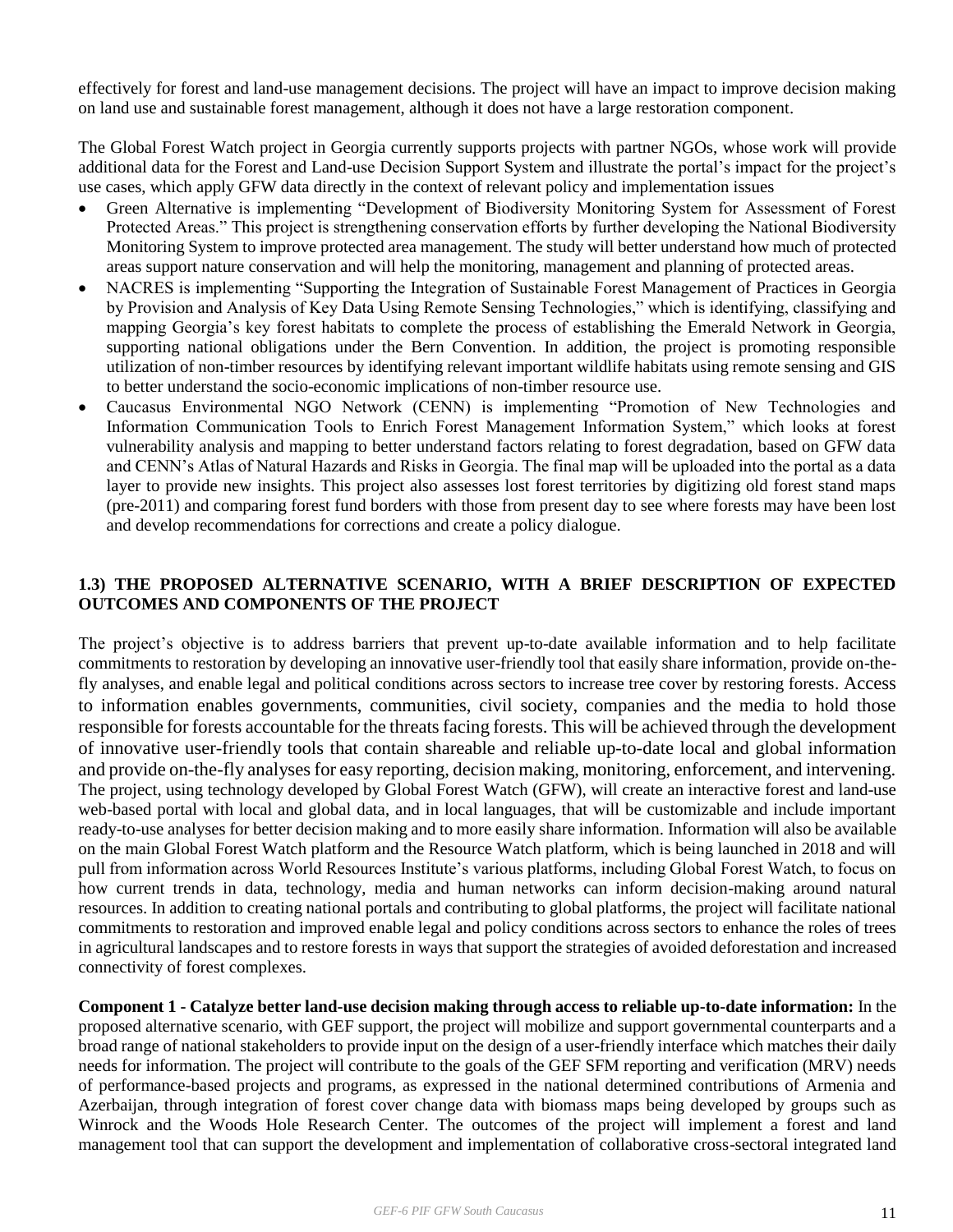effectively for forest and land-use management decisions. The project will have an impact to improve decision making on land use and sustainable forest management, although it does not have a large restoration component.

The Global Forest Watch project in Georgia currently supports projects with partner NGOs, whose work will provide additional data for the Forest and Land-use Decision Support System and illustrate the portal's impact for the project's use cases, which apply GFW data directly in the context of relevant policy and implementation issues

- Green Alternative is implementing "Development of Biodiversity Monitoring System for Assessment of Forest Protected Areas." This project is strengthening conservation efforts by further developing the National Biodiversity Monitoring System to improve protected area management. The study will better understand how much of protected areas support nature conservation and will help the monitoring, management and planning of protected areas.
- NACRES is implementing "Supporting the Integration of Sustainable Forest Management of Practices in Georgia by Provision and Analysis of Key Data Using Remote Sensing Technologies," which is identifying, classifying and mapping Georgia's key forest habitats to complete the process of establishing the Emerald Network in Georgia, supporting national obligations under the Bern Convention. In addition, the project is promoting responsible utilization of non-timber resources by identifying relevant important wildlife habitats using remote sensing and GIS to better understand the socio-economic implications of non-timber resource use.
- Caucasus Environmental NGO Network (CENN) is implementing "Promotion of New Technologies and Information Communication Tools to Enrich Forest Management Information System," which looks at forest vulnerability analysis and mapping to better understand factors relating to forest degradation, based on GFW data and CENN's Atlas of Natural Hazards and Risks in Georgia. The final map will be uploaded into the portal as a data layer to provide new insights. This project also assesses lost forest territories by digitizing old forest stand maps (pre-2011) and comparing forest fund borders with those from present day to see where forests may have been lost and develop recommendations for corrections and create a policy dialogue.

### 1.3) THE PROPOSED ALTERNATIVE SCENARIO, WITH A BRIEF DESCRIPTION OF EXPECTED OUTCOMES AND COMPONENTS OF THE PROJECT

The project's objective is to address barriers that prevent up-to-date available information and to help facilitate commitments to restoration by developing an innovative user-friendly tool that easily share information, provide on-the-fly analyses, and enable legal and political conditions across sectors to increase tree cover by restoring forests. Access to information enables governments, communities, civil society, companies and the media to hold those responsible for forests accountable for the threats facing forests. This will be achieved through the development of innovative user-friendly tools that contain shareable and reliable up-to-date local and global information and provide on-the-fly analyses for easy reporting, decision making, monitoring, enforcement, and intervening. The project, using technology developed by Global Forest Watch (GFW), will create an interactive forest and land-use web-based portal with local and global data, and in local languages, that will be customizable and include important ready-to-use analyses for better decision making and to more easily share information. Information will also be available on the main Global Forest Watch platform and the Resource Watch platform, which is being launched in 2018 and will pull from information across World Resources Institute's various platforms, including Global Forest Watch, to focus on how current trends in data, technology, media and human networks can inform decision-making around natural resources. In addition to creating national portals and contributing to global platforms, the project will facilitate national commitments to restoration and improved enable legal and policy conditions across sectors to enhance the roles of trees in agricultural landscapes and to restore forests in ways that support the strategies of avoided deforestation and increased connectivity of forest complexes.

**Component 1 - Catalyze better land-use decision making through access to reliable up-to-date information:** In the proposed alternative scenario, with GEF support, the project will mobilize and support governmental counterparts and a broad range of national stakeholders to provide input on the design of a user-friendly interface which matches their daily needs for information. The project will contribute to the goals of the GEF SFM reporting and verification (MRV) needs of performance-based projects and programs, as expressed in the national determined contributions of Armenia and Azerbaijan, through integration of forest cover change data with biomass maps being developed by groups such as Winrock and the Woods Hole Research Center. The outcomes of the project will implement a forest and land management tool that can support the development and implementation of collaborative cross-sectoral integrated land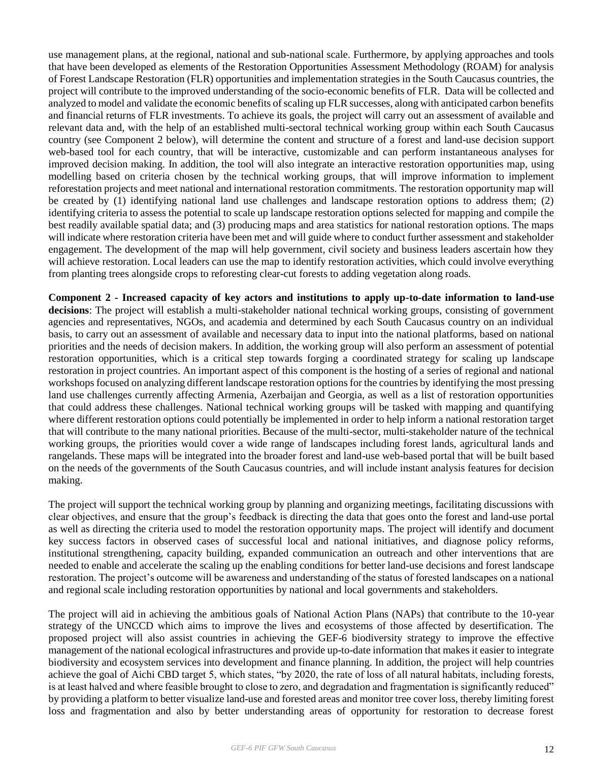use management plans, at the regional, national and sub-national scale. Furthermore, by applying approaches and tools that have been developed as elements of the Restoration Opportunities Assessment Methodology (ROAM) for analysis of Forest Landscape Restoration (FLR) opportunities and implementation strategies in the South Caucasus countries, the project will contribute to the improved understanding of the socio-economic benefits of FLR. Data will be collected and analyzed to model and validate the economic benefits of scaling up FLR successes, along with anticipated carbon benefits and financial returns of FLR investments. To achieve its goals, the project will carry out an assessment of available and relevant data and, with the help of an established multi-sectoral technical working group within each South Caucasus country (see Component 2 below), will determine the content and structure of a forest and land-use decision support web-based tool for each country, that will be interactive, customizable and can perform instantaneous analyses for improved decision making. In addition, the tool will also integrate an interactive restoration opportunities map, using modelling based on criteria chosen by the technical working groups, that will improve information to implement reforestation projects and meet national and international restoration commitments. The restoration opportunity map will be created by (1) identifying national land use challenges and landscape restoration options to address them; (2) identifying criteria to assess the potential to scale up landscape restoration options selected for mapping and compile the best readily available spatial data; and (3) producing maps and area statistics for national restoration options. The maps will indicate where restoration criteria have been met and will guide where to conduct further assessment and stakeholder engagement. The development of the map will help government, civil society and business leaders ascertain how they will achieve restoration. Local leaders can use the map to identify restoration activities, which could involve everything from planting trees alongside crops to reforesting clear-cut forests to adding vegetation along roads.

**Component 2 - Increased capacity of key actors and institutions to apply up-to-date information to land-use decisions**: The project will establish a multi-stakeholder national technical working groups, consisting of government agencies and representatives, NGOs, and academia and determined by each South Caucasus country on an individual basis, to carry out an assessment of available and necessary data to input into the national platforms, based on national priorities and the needs of decision makers. In addition, the working group will also perform an assessment of potential restoration opportunities, which is a critical step towards forging a coordinated strategy for scaling up landscape restoration in project countries. An important aspect of this component is the hosting of a series of regional and national workshops focused on analyzing different landscape restoration options for the countries by identifying the most pressing land use challenges currently affecting Armenia, Azerbaijan and Georgia, as well as a list of restoration opportunities that could address these challenges. National technical working groups will be tasked with mapping and quantifying where different restoration options could potentially be implemented in order to help inform a national restoration target that will contribute to the many national priorities. Because of the multi-sector, multi-stakeholder nature of the technical working groups, the priorities would cover a wide range of landscapes including forest lands, agricultural lands and rangelands. These maps will be integrated into the broader forest and land-use web-based portal that will be built based on the needs of the governments of the South Caucasus countries, and will include instant analysis features for decision making.

The project will support the technical working group by planning and organizing meetings, facilitating discussions with clear objectives, and ensure that the group's feedback is directing the data that goes onto the forest and land-use portal as well as directing the criteria used to model the restoration opportunity maps. The project will identify and document key success factors in observed cases of successful local and national initiatives, and diagnose policy reforms, institutional strengthening, capacity building, expanded communication an outreach and other interventions that are needed to enable and accelerate the scaling up the enabling conditions for better land-use decisions and forest landscape restoration. The project's outcome will be awareness and understanding of the status of forested landscapes on a national and regional scale including restoration opportunities by national and local governments and stakeholders.

The project will aid in achieving the ambitious goals of National Action Plans (NAPs) that contribute to the 10-year strategy of the UNCCD which aims to improve the lives and ecosystems of those affected by desertification. The proposed project will also assist countries in achieving the GEF-6 biodiversity strategy to improve the effective management of the national ecological infrastructures and provide up-to-date information that makes it easier to integrate biodiversity and ecosystem services into development and finance planning. In addition, the project will help countries achieve the goal of Aichi CBD target 5, which states, "by 2020, the rate of loss of all natural habitats, including forests, is at least halved and where feasible brought to close to zero, and degradation and fragmentation is significantly reduced" by providing a platform to better visualize land-use and forested areas and monitor tree cover loss, thereby limiting forest loss and fragmentation and also by better understanding areas of opportunity for restoration to decrease forest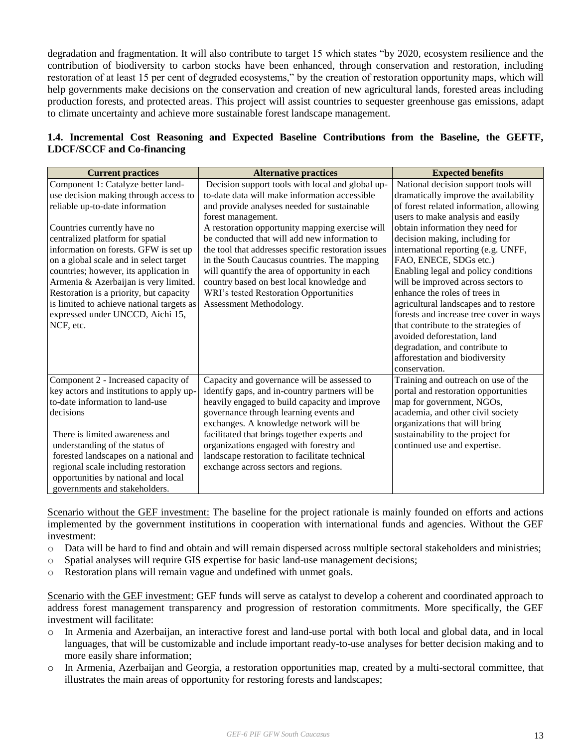degradation and fragmentation. It will also contribute to target 15 which states "by 2020, ecosystem resilience and the contribution of biodiversity to carbon stocks have been enhanced, through conservation and restoration, including restoration of at least 15 per cent of degraded ecosystems," by the creation of restoration opportunity maps, which will help governments make decisions on the conservation and creation of new agricultural lands, forested areas including production forests, and protected areas. This project will assist countries to sequester greenhouse gas emissions, adapt to climate uncertainty and achieve more sustainable forest landscape management.

### 1.4. Incremental Cost Reasoning and Expected Baseline Contributions from the Baseline, the GEFTF, LDCF/SCCF and Co-financing

| Current practices | Alternative practices | Expected benefits |
|---|---|---|
| Component 1: Catalyze better land-use decision making through access to reliable up-to-date information<br><br>Countries currently have no centralized platform for spatial information on forests. GFW is set up on a global scale and in select target countries; however, its application in Armenia & Azerbaijan is very limited. Restoration is a priority, but capacity is limited to achieve national targets as expressed under UNCCD, Aichi 15, NCF, etc. | Decision support tools with local and global up-to-date data will make information accessible and provide analyses needed for sustainable forest management.<br>A restoration opportunity mapping exercise will be conducted that will add new information to the tool that addresses specific restoration issues in the South Caucasus countries. The mapping will quantify the area of opportunity in each country based on best local knowledge and WRI's tested Restoration Opportunities Assessment Methodology. | National decision support tools will dramatically improve the availability of forest related information, allowing users to make analysis and easily obtain information they need for decision making, including for international reporting (e.g. UNFF, FAO, ENECE, SDGs etc.)<br>Enabling legal and policy conditions will be improved across sectors to enhance the roles of trees in agricultural landscapes and to restore forests and increase tree cover in ways that contribute to the strategies of avoided deforestation, land degradation, and contribute to afforestation and biodiversity conservation. |
| Component 2 - Increased capacity of key actors and institutions to apply up-to-date information to land-use decisions<br><br>There is limited awareness and understanding of the status of forested landscapes on a national and regional scale including restoration opportunities by national and local governments and stakeholders. | Capacity and governance will be assessed to identify gaps, and in-country partners will be heavily engaged to build capacity and improve governance through learning events and exchanges. A knowledge network will be facilitated that brings together experts and organizations engaged with forestry and landscape restoration to facilitate technical exchange across sectors and regions. | Training and outreach on use of the portal and restoration opportunities map for government, NGOs, academia, and other civil society organizations that will bring sustainability to the project for continued use and expertise. |

Scenario without the GEF investment: The baseline for the project rationale is mainly founded on efforts and actions implemented by the government institutions in cooperation with international funds and agencies. Without the GEF investment:

- Data will be hard to find and obtain and will remain dispersed across multiple sectoral stakeholders and ministries;
- Spatial analyses will require GIS expertise for basic land-use management decisions;
- Restoration plans will remain vague and undefined with unmet goals.

Scenario with the GEF investment: GEF funds will serve as catalyst to develop a coherent and coordinated approach to address forest management transparency and progression of restoration commitments. More specifically, the GEF investment will facilitate:

- In Armenia and Azerbaijan, an interactive forest and land-use portal with both local and global data, and in local languages, that will be customizable and include important ready-to-use analyses for better decision making and to more easily share information;
- In Armenia, Azerbaijan and Georgia, a restoration opportunities map, created by a multi-sectoral committee, that illustrates the main areas of opportunity for restoring forests and landscapes;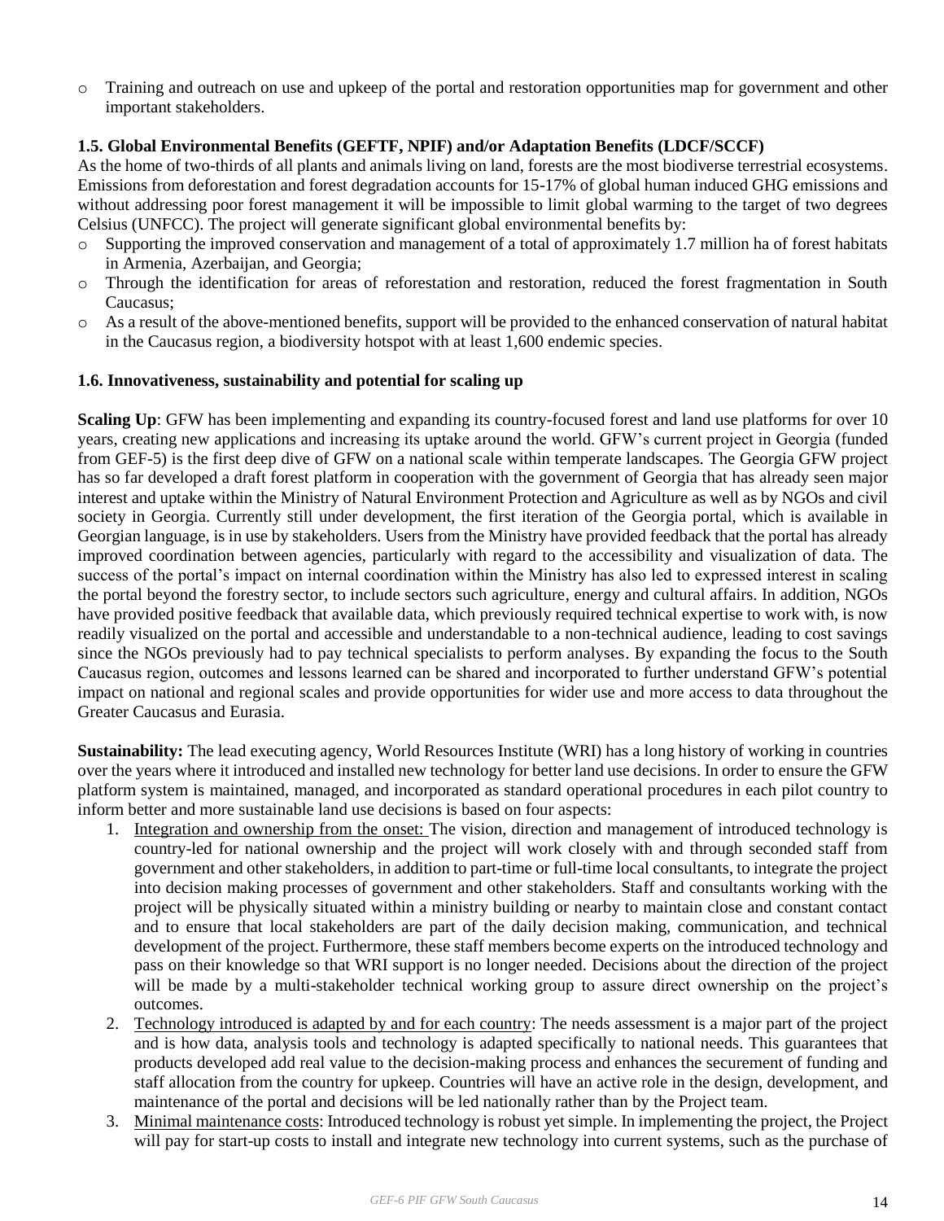- Training and outreach on use and upkeep of the portal and restoration opportunities map for government and other important stakeholders.

### 1.5. Global Environmental Benefits (GEFTF, NPIF) and/or Adaptation Benefits (LDCF/SCCF)

As the home of two-thirds of all plants and animals living on land, forests are the most biodiverse terrestrial ecosystems. Emissions from deforestation and forest degradation accounts for 15-17% of global human induced GHG emissions and without addressing poor forest management it will be impossible to limit global warming to the target of two degrees Celsius (UNFCC). The project will generate significant global environmental benefits by:

- Supporting the improved conservation and management of a total of approximately 1.7 million ha of forest habitats in Armenia, Azerbaijan, and Georgia;
- Through the identification for areas of reforestation and restoration, reduced the forest fragmentation in South Caucasus;
- As a result of the above-mentioned benefits, support will be provided to the enhanced conservation of natural habitat in the Caucasus region, a biodiversity hotspot with at least 1,600 endemic species.

### 1.6. Innovativeness, sustainability and potential for scaling up

**Scaling Up**: GFW has been implementing and expanding its country-focused forest and land use platforms for over 10 years, creating new applications and increasing its uptake around the world. GFW's current project in Georgia (funded from GEF-5) is the first deep dive of GFW on a national scale within temperate landscapes. The Georgia GFW project has so far developed a draft forest platform in cooperation with the government of Georgia that has already seen major interest and uptake within the Ministry of Natural Environment Protection and Agriculture as well as by NGOs and civil society in Georgia. Currently still under development, the first iteration of the Georgia portal, which is available in Georgian language, is in use by stakeholders. Users from the Ministry have provided feedback that the portal has already improved coordination between agencies, particularly with regard to the accessibility and visualization of data. The success of the portal's impact on internal coordination within the Ministry has also led to expressed interest in scaling the portal beyond the forestry sector, to include sectors such agriculture, energy and cultural affairs. In addition, NGOs have provided positive feedback that available data, which previously required technical expertise to work with, is now readily visualized on the portal and accessible and understandable to a non-technical audience, leading to cost savings since the NGOs previously had to pay technical specialists to perform analyses. By expanding the focus to the South Caucasus region, outcomes and lessons learned can be shared and incorporated to further understand GFW's potential impact on national and regional scales and provide opportunities for wider use and more access to data throughout the Greater Caucasus and Eurasia.

**Sustainability:** The lead executing agency, World Resources Institute (WRI) has a long history of working in countries over the years where it introduced and installed new technology for better land use decisions. In order to ensure the GFW platform system is maintained, managed, and incorporated as standard operational procedures in each pilot country to inform better and more sustainable land use decisions is based on four aspects:

1. <u>Integration and ownership from the onset:</u> The vision, direction and management of introduced technology is country-led for national ownership and the project will work closely with and through seconded staff from government and other stakeholders, in addition to part-time or full-time local consultants, to integrate the project into decision making processes of government and other stakeholders. Staff and consultants working with the project will be physically situated within a ministry building or nearby to maintain close and constant contact and to ensure that local stakeholders are part of the daily decision making, communication, and technical development of the project. Furthermore, these staff members become experts on the introduced technology and pass on their knowledge so that WRI support is no longer needed. Decisions about the direction of the project will be made by a multi-stakeholder technical working group to assure direct ownership on the project's outcomes.
2. <u>Technology introduced is adapted by and for each country</u>: The needs assessment is a major part of the project and is how data, analysis tools and technology is adapted specifically to national needs. This guarantees that products developed add real value to the decision-making process and enhances the securement of funding and staff allocation from the country for upkeep. Countries will have an active role in the design, development, and maintenance of the portal and decisions will be led nationally rather than by the Project team.
3. <u>Minimal maintenance costs</u>: Introduced technology is robust yet simple. In implementing the project, the Project will pay for start-up costs to install and integrate new technology into current systems, such as the purchase of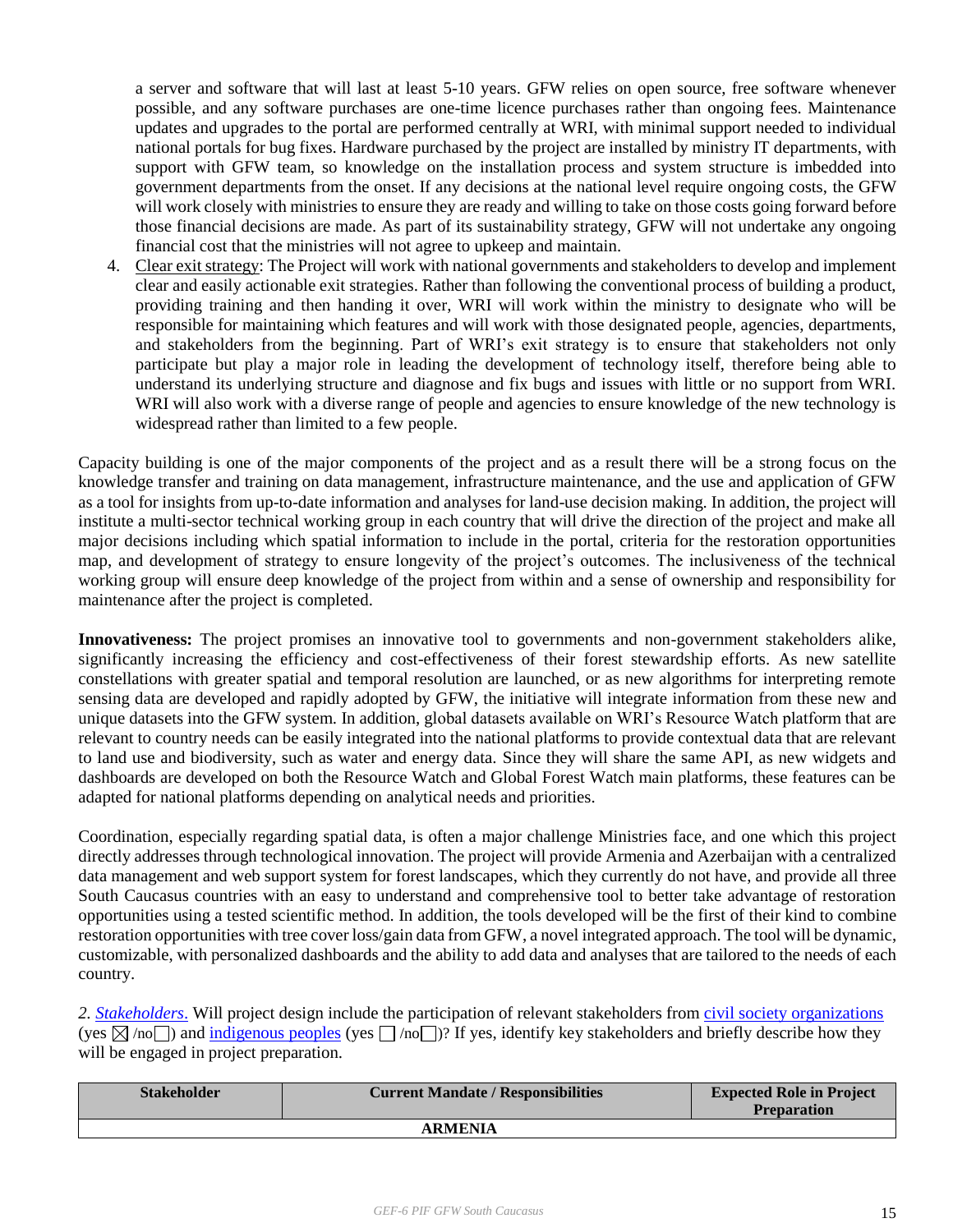a server and software that will last at least 5-10 years. GFW relies on open source, free software whenever possible, and any software purchases are one-time licence purchases rather than ongoing fees. Maintenance updates and upgrades to the portal are performed centrally at WRI, with minimal support needed to individual national portals for bug fixes. Hardware purchased by the project are installed by ministry IT departments, with support with GFW team, so knowledge on the installation process and system structure is imbedded into government departments from the onset. If any decisions at the national level require ongoing costs, the GFW will work closely with ministries to ensure they are ready and willing to take on those costs going forward before those financial decisions are made. As part of its sustainability strategy, GFW will not undertake any ongoing financial cost that the ministries will not agree to upkeep and maintain.

4. Clear exit strategy: The Project will work with national governments and stakeholders to develop and implement clear and easily actionable exit strategies. Rather than following the conventional process of building a product, providing training and then handing it over, WRI will work within the ministry to designate who will be responsible for maintaining which features and will work with those designated people, agencies, departments, and stakeholders from the beginning. Part of WRI's exit strategy is to ensure that stakeholders not only participate but play a major role in leading the development of technology itself, therefore being able to understand its underlying structure and diagnose and fix bugs and issues with little or no support from WRI. WRI will also work with a diverse range of people and agencies to ensure knowledge of the new technology is widespread rather than limited to a few people.

Capacity building is one of the major components of the project and as a result there will be a strong focus on the knowledge transfer and training on data management, infrastructure maintenance, and the use and application of GFW as a tool for insights from up-to-date information and analyses for land-use decision making. In addition, the project will institute a multi-sector technical working group in each country that will drive the direction of the project and make all major decisions including which spatial information to include in the portal, criteria for the restoration opportunities map, and development of strategy to ensure longevity of the project's outcomes. The inclusiveness of the technical working group will ensure deep knowledge of the project from within and a sense of ownership and responsibility for maintenance after the project is completed.

**Innovativeness:** The project promises an innovative tool to governments and non-government stakeholders alike, significantly increasing the efficiency and cost-effectiveness of their forest stewardship efforts. As new satellite constellations with greater spatial and temporal resolution are launched, or as new algorithms for interpreting remote sensing data are developed and rapidly adopted by GFW, the initiative will integrate information from these new and unique datasets into the GFW system. In addition, global datasets available on WRI's Resource Watch platform that are relevant to country needs can be easily integrated into the national platforms to provide contextual data that are relevant to land use and biodiversity, such as water and energy data. Since they will share the same API, as new widgets and dashboards are developed on both the Resource Watch and Global Forest Watch main platforms, these features can be adapted for national platforms depending on analytical needs and priorities.

Coordination, especially regarding spatial data, is often a major challenge Ministries face, and one which this project directly addresses through technological innovation. The project will provide Armenia and Azerbaijan with a centralized data management and web support system for forest landscapes, which they currently do not have, and provide all three South Caucasus countries with an easy to understand and comprehensive tool to better take advantage of restoration opportunities using a tested scientific method. In addition, the tools developed will be the first of their kind to combine restoration opportunities with tree cover loss/gain data from GFW, a novel integrated approach. The tool will be dynamic, customizable, with personalized dashboards and the ability to add data and analyses that are tailored to the needs of each country.

*2. Stakeholders.* Will project design include the participation of relevant stakeholders from civil society organizations (yes ☒ /no☐) and indigenous peoples (yes ☐ /no☐)? If yes, identify key stakeholders and briefly describe how they will be engaged in project preparation.

| Stakeholder | Current Mandate / Responsibilities | Expected Role in Project Preparation |
|---|---|---|
| **ARMENIA** | | |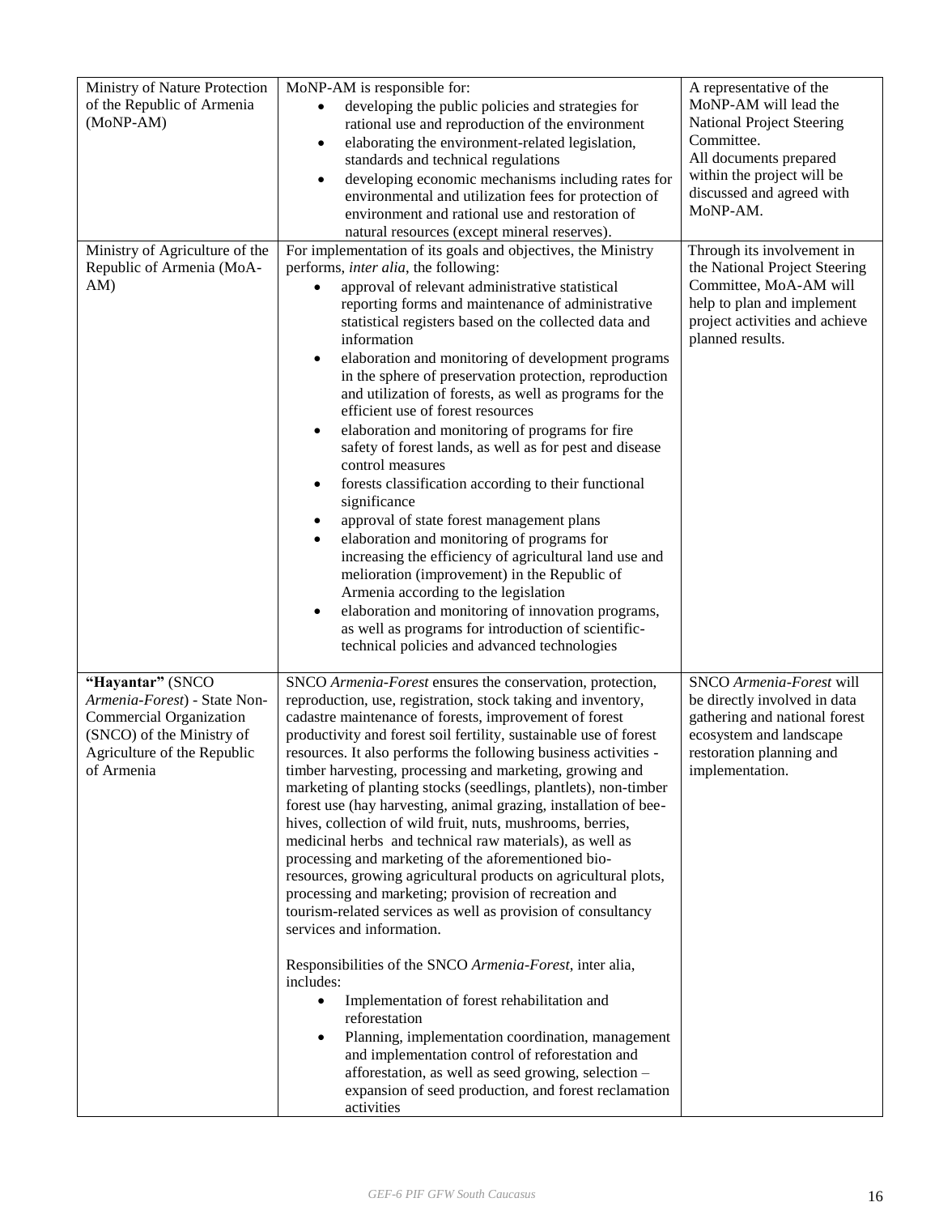| | | |
|---|---|---|
| Ministry of Nature Protection of the Republic of Armenia (MoNP-AM) | MoNP-AM is responsible for:<br>• developing the public policies and strategies for rational use and reproduction of the environment<br>• elaborating the environment-related legislation, standards and technical regulations<br>• developing economic mechanisms including rates for environmental and utilization fees for protection of environment and rational use and restoration of natural resources (except mineral reserves). | A representative of the MoNP-AM will lead the National Project Steering Committee.<br>All documents prepared within the project will be discussed and agreed with MoNP-AM. |
| Ministry of Agriculture of the Republic of Armenia (MoA-AM) | For implementation of its goals and objectives, the Ministry performs, *inter alia*, the following:<br>• approval of relevant administrative statistical reporting forms and maintenance of administrative statistical registers based on the collected data and information<br>• elaboration and monitoring of development programs in the sphere of preservation protection, reproduction and utilization of forests, as well as programs for the efficient use of forest resources<br>• elaboration and monitoring of programs for fire safety of forest lands, as well as for pest and disease control measures<br>• forests classification according to their functional significance<br>• approval of state forest management plans<br>• elaboration and monitoring of programs for increasing the efficiency of agricultural land use and melioration (improvement) in the Republic of Armenia according to the legislation<br>• elaboration and monitoring of innovation programs, as well as programs for introduction of scientific-technical policies and advanced technologies | Through its involvement in the National Project Steering Committee, MoA-AM will help to plan and implement project activities and achieve planned results. |
| **"Hayantar"** (SNCO *Armenia-Forest*) - State Non-Commercial Organization (SNCO) of the Ministry of Agriculture of the Republic of Armenia | SNCO *Armenia-Forest* ensures the conservation, protection, reproduction, use, registration, stock taking and inventory, cadastre maintenance of forests, improvement of forest productivity and forest soil fertility, sustainable use of forest resources. It also performs the following business activities - timber harvesting, processing and marketing, growing and marketing of planting stocks (seedlings, plantlets), non-timber forest use (hay harvesting, animal grazing, installation of bee-hives, collection of wild fruit, nuts, mushrooms, berries, medicinal herbs and technical raw materials), as well as processing and marketing of the aforementioned bio-resources, growing agricultural products on agricultural plots, processing and marketing; provision of recreation and tourism-related services as well as provision of consultancy services and information.<br><br>Responsibilities of the SNCO *Armenia-Forest*, inter alia, includes:<br>• Implementation of forest rehabilitation and reforestation<br>• Planning, implementation coordination, management and implementation control of reforestation and afforestation, as well as seed growing, selection – expansion of seed production, and forest reclamation activities | SNCO *Armenia-Forest* will be directly involved in data gathering and national forest ecosystem and landscape restoration planning and implementation. |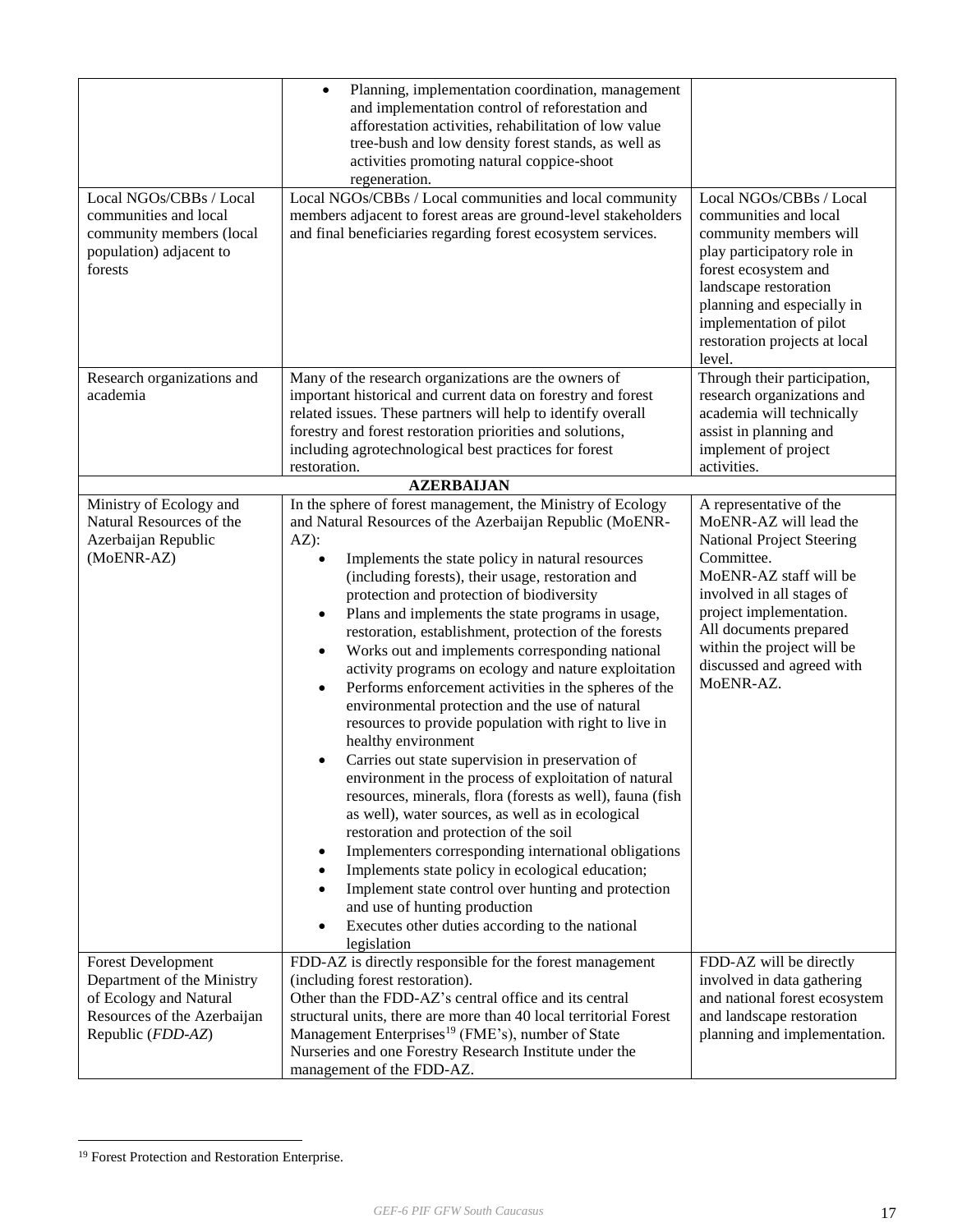| | | |
|---|---|---|
| | • Planning, implementation coordination, management and implementation control of reforestation and afforestation activities, rehabilitation of low value tree-bush and low density forest stands, as well as activities promoting natural coppice-shoot regeneration. | |
| Local NGOs/CBBs / Local communities and local community members (local population) adjacent to forests | Local NGOs/CBBs / Local communities and local community members adjacent to forest areas are ground-level stakeholders and final beneficiaries regarding forest ecosystem services. | Local NGOs/CBBs / Local communities and local community members will play participatory role in forest ecosystem and landscape restoration planning and especially in implementation of pilot restoration projects at local level. |
| Research organizations and academia | Many of the research organizations are the owners of important historical and current data on forestry and forest related issues. These partners will help to identify overall forestry and forest restoration priorities and solutions, including agrotechnological best practices for forest restoration. | Through their participation, research organizations and academia will technically assist in planning and implement of project activities. |
| **AZERBAIJAN** | | |
| Ministry of Ecology and Natural Resources of the Azerbaijan Republic (MoENR-AZ) | In the sphere of forest management, the Ministry of Ecology and Natural Resources of the Azerbaijan Republic (MoENR-AZ):<br>• Implements the state policy in natural resources (including forests), their usage, restoration and protection and protection of biodiversity<br>• Plans and implements the state programs in usage, restoration, establishment, protection of the forests<br>• Works out and implements corresponding national activity programs on ecology and nature exploitation<br>• Performs enforcement activities in the spheres of the environmental protection and the use of natural resources to provide population with right to live in healthy environment<br>• Carries out state supervision in preservation of environment in the process of exploitation of natural resources, minerals, flora (forests as well), fauna (fish as well), water sources, as well as in ecological restoration and protection of the soil<br>• Implementers corresponding international obligations<br>• Implements state policy in ecological education;<br>• Implement state control over hunting and protection and use of hunting production<br>• Executes other duties according to the national legislation | A representative of the MoENR-AZ will lead the National Project Steering Committee.<br>MoENR-AZ staff will be involved in all stages of project implementation.<br>All documents prepared within the project will be discussed and agreed with MoENR-AZ. |
| Forest Development Department of the Ministry of Ecology and Natural Resources of the Azerbaijan Republic (*FDD-AZ*) | FDD-AZ is directly responsible for the forest management (including forest restoration).<br>Other than the FDD-AZ's central office and its central structural units, there are more than 40 local territorial Forest Management Enterprises[19] (FME's), number of State Nurseries and one Forestry Research Institute under the management of the FDD-AZ. | FDD-AZ will be directly involved in data gathering and national forest ecosystem and landscape restoration planning and implementation. |

[19] Forest Protection and Restoration Enterprise.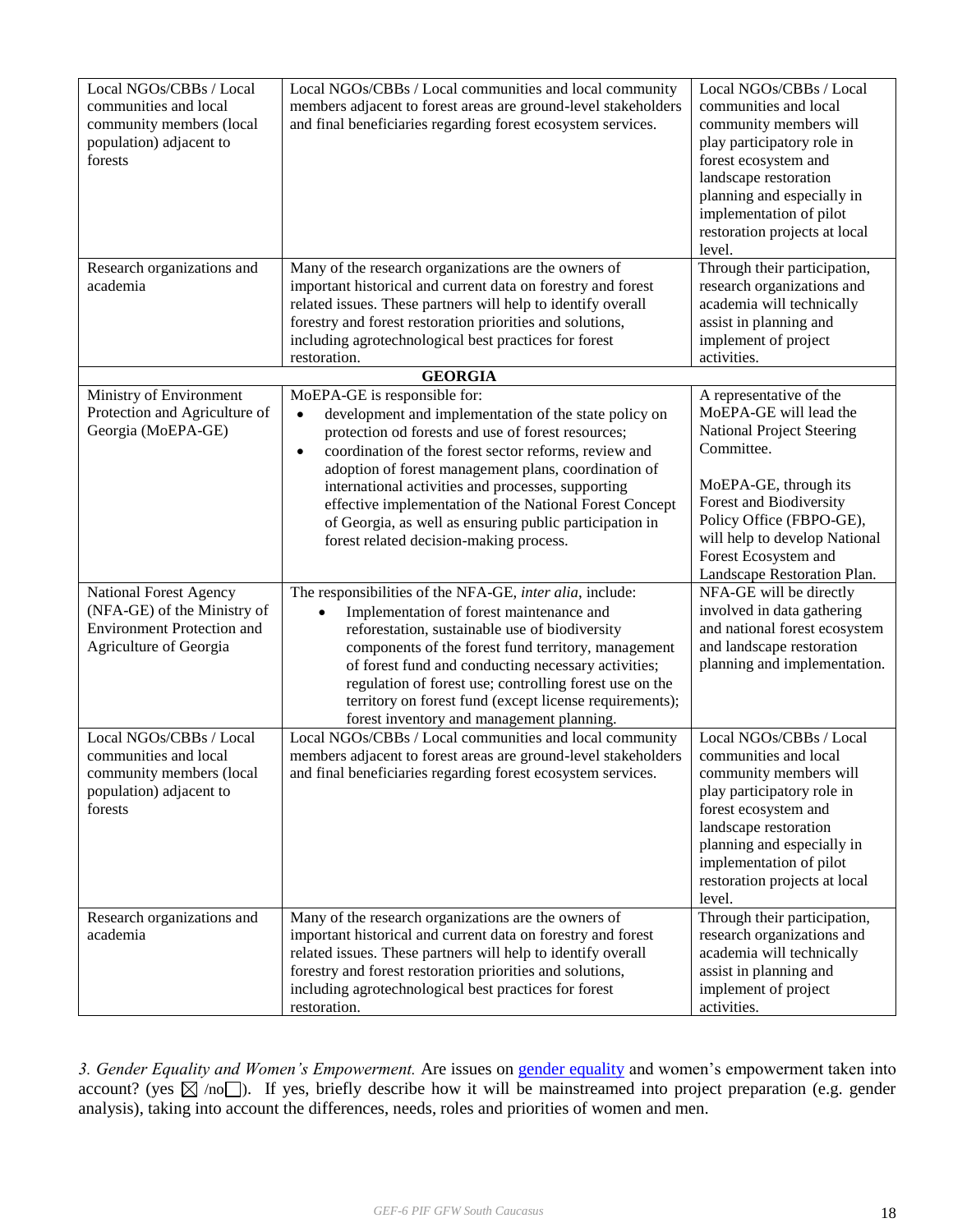| | | |
|---|---|---|
| Local NGOs/CBBs / Local communities and local community members (local population) adjacent to forests | Local NGOs/CBBs / Local communities and local community members adjacent to forest areas are ground-level stakeholders and final beneficiaries regarding forest ecosystem services. | Local NGOs/CBBs / Local communities and local community members will play participatory role in forest ecosystem and landscape restoration planning and especially in implementation of pilot restoration projects at local level. |
| Research organizations and academia | Many of the research organizations are the owners of important historical and current data on forestry and forest related issues. These partners will help to identify overall forestry and forest restoration priorities and solutions, including agrotechnological best practices for forest restoration. | Through their participation, research organizations and academia will technically assist in planning and implement of project activities. |
| **GEORGIA** | | |
| Ministry of Environment Protection and Agriculture of Georgia (MoEPA-GE) | MoEPA-GE is responsible for:<br>• development and implementation of the state policy on protection od forests and use of forest resources;<br>• coordination of the forest sector reforms, review and adoption of forest management plans, coordination of international activities and processes, supporting effective implementation of the National Forest Concept of Georgia, as well as ensuring public participation in forest related decision-making process. | A representative of the MoEPA-GE will lead the National Project Steering Committee.<br><br>MoEPA-GE, through its Forest and Biodiversity Policy Office (FBPO-GE), will help to develop National Forest Ecosystem and Landscape Restoration Plan. |
| National Forest Agency (NFA-GE) of the Ministry of Environment Protection and Agriculture of Georgia | The responsibilities of the NFA-GE, *inter alia*, include:<br>• Implementation of forest maintenance and reforestation, sustainable use of biodiversity components of the forest fund territory, management of forest fund and conducting necessary activities; regulation of forest use; controlling forest use on the territory on forest fund (except license requirements); forest inventory and management planning. | NFA-GE will be directly involved in data gathering and national forest ecosystem and landscape restoration planning and implementation. |
| Local NGOs/CBBs / Local communities and local community members (local population) adjacent to forests | Local NGOs/CBBs / Local communities and local community members adjacent to forest areas are ground-level stakeholders and final beneficiaries regarding forest ecosystem services. | Local NGOs/CBBs / Local communities and local community members will play participatory role in forest ecosystem and landscape restoration planning and especially in implementation of pilot restoration projects at local level. |
| Research organizations and academia | Many of the research organizations are the owners of important historical and current data on forestry and forest related issues. These partners will help to identify overall forestry and forest restoration priorities and solutions, including agrotechnological best practices for forest restoration. | Through their participation, research organizations and academia will technically assist in planning and implement of project activities. |

*3. Gender Equality and Women's Empowerment.* Are issues on gender equality and women's empowerment taken into account? (yes ☒ /no☐). If yes, briefly describe how it will be mainstreamed into project preparation (e.g. gender analysis), taking into account the differences, needs, roles and priorities of women and men.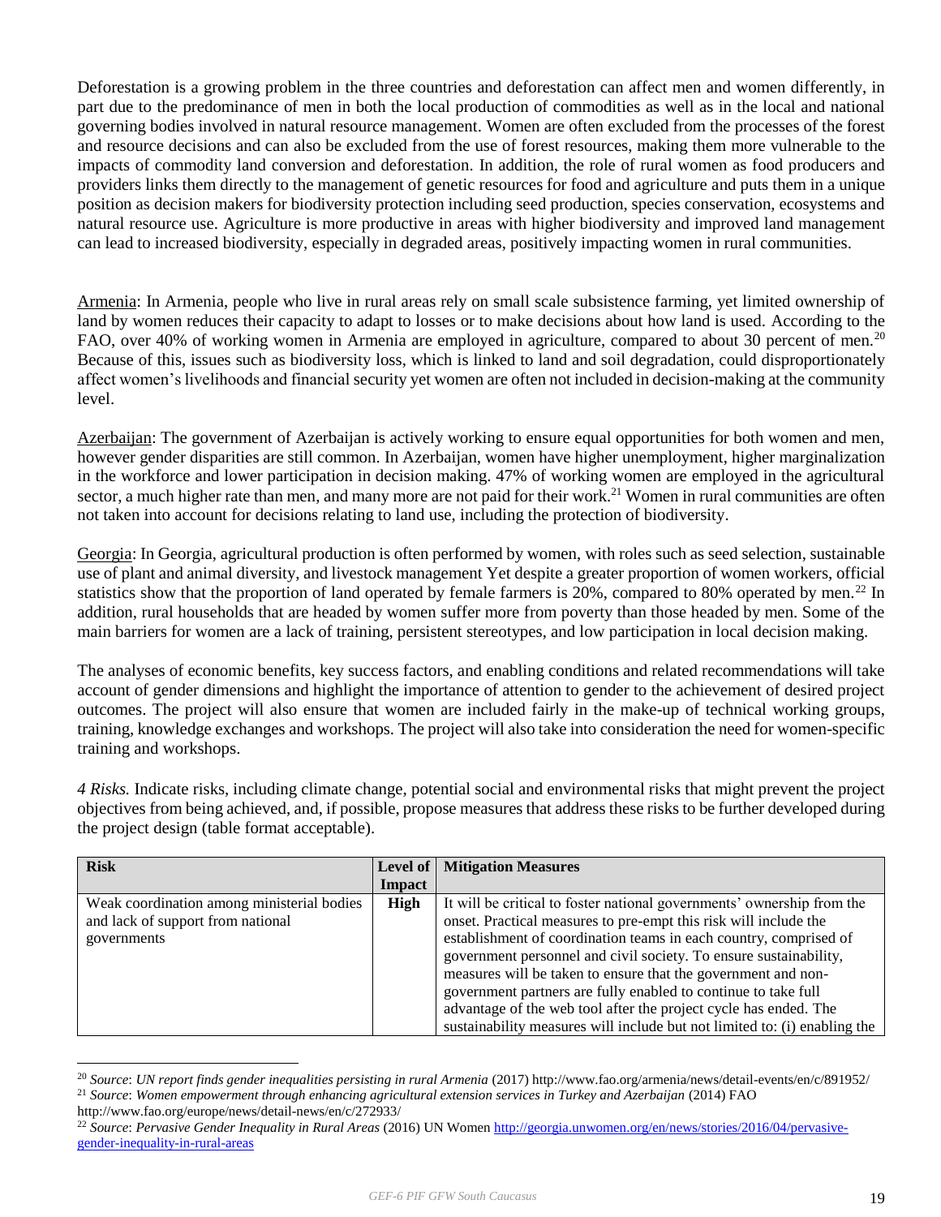Deforestation is a growing problem in the three countries and deforestation can affect men and women differently, in part due to the predominance of men in both the local production of commodities as well as in the local and national governing bodies involved in natural resource management. Women are often excluded from the processes of the forest and resource decisions and can also be excluded from the use of forest resources, making them more vulnerable to the impacts of commodity land conversion and deforestation. In addition, the role of rural women as food producers and providers links them directly to the management of genetic resources for food and agriculture and puts them in a unique position as decision makers for biodiversity protection including seed production, species conservation, ecosystems and natural resource use. Agriculture is more productive in areas with higher biodiversity and improved land management can lead to increased biodiversity, especially in degraded areas, positively impacting women in rural communities.

Armenia: In Armenia, people who live in rural areas rely on small scale subsistence farming, yet limited ownership of land by women reduces their capacity to adapt to losses or to make decisions about how land is used. According to the FAO, over 40% of working women in Armenia are employed in agriculture, compared to about 30 percent of men.[20] Because of this, issues such as biodiversity loss, which is linked to land and soil degradation, could disproportionately affect women's livelihoods and financial security yet women are often not included in decision-making at the community level.

Azerbaijan: The government of Azerbaijan is actively working to ensure equal opportunities for both women and men, however gender disparities are still common. In Azerbaijan, women have higher unemployment, higher marginalization in the workforce and lower participation in decision making. 47% of working women are employed in the agricultural sector, a much higher rate than men, and many more are not paid for their work.[21] Women in rural communities are often not taken into account for decisions relating to land use, including the protection of biodiversity.

Georgia: In Georgia, agricultural production is often performed by women, with roles such as seed selection, sustainable use of plant and animal diversity, and livestock management Yet despite a greater proportion of women workers, official statistics show that the proportion of land operated by female farmers is 20%, compared to 80% operated by men.[22] In addition, rural households that are headed by women suffer more from poverty than those headed by men. Some of the main barriers for women are a lack of training, persistent stereotypes, and low participation in local decision making.

The analyses of economic benefits, key success factors, and enabling conditions and related recommendations will take account of gender dimensions and highlight the importance of attention to gender to the achievement of desired project outcomes. The project will also ensure that women are included fairly in the make-up of technical working groups, training, knowledge exchanges and workshops. The project will also take into consideration the need for women-specific training and workshops.

*4 Risks.* Indicate risks, including climate change, potential social and environmental risks that might prevent the project objectives from being achieved, and, if possible, propose measures that address these risks to be further developed during the project design (table format acceptable).

| Risk | Level of Impact | Mitigation Measures |
|---|---|---|
| Weak coordination among ministerial bodies and lack of support from national governments | **High** | It will be critical to foster national governments' ownership from the onset. Practical measures to pre-empt this risk will include the establishment of coordination teams in each country, comprised of government personnel and civil society. To ensure sustainability, measures will be taken to ensure that the government and non-government partners are fully enabled to continue to take full advantage of the web tool after the project cycle has ended. The sustainability measures will include but not limited to: (i) enabling the |

[20] *Source*: *UN report finds gender inequalities persisting in rural Armenia* (2017) http://www.fao.org/armenia/news/detail-events/en/c/891952/

[21] *Source*: *Women empowerment through enhancing agricultural extension services in Turkey and Azerbaijan* (2014) FAO http://www.fao.org/europe/news/detail-news/en/c/272933/

[22] *Source*: *Pervasive Gender Inequality in Rural Areas* (2016) UN Women http://georgia.unwomen.org/en/news/stories/2016/04/pervasive-gender-inequality-in-rural-areas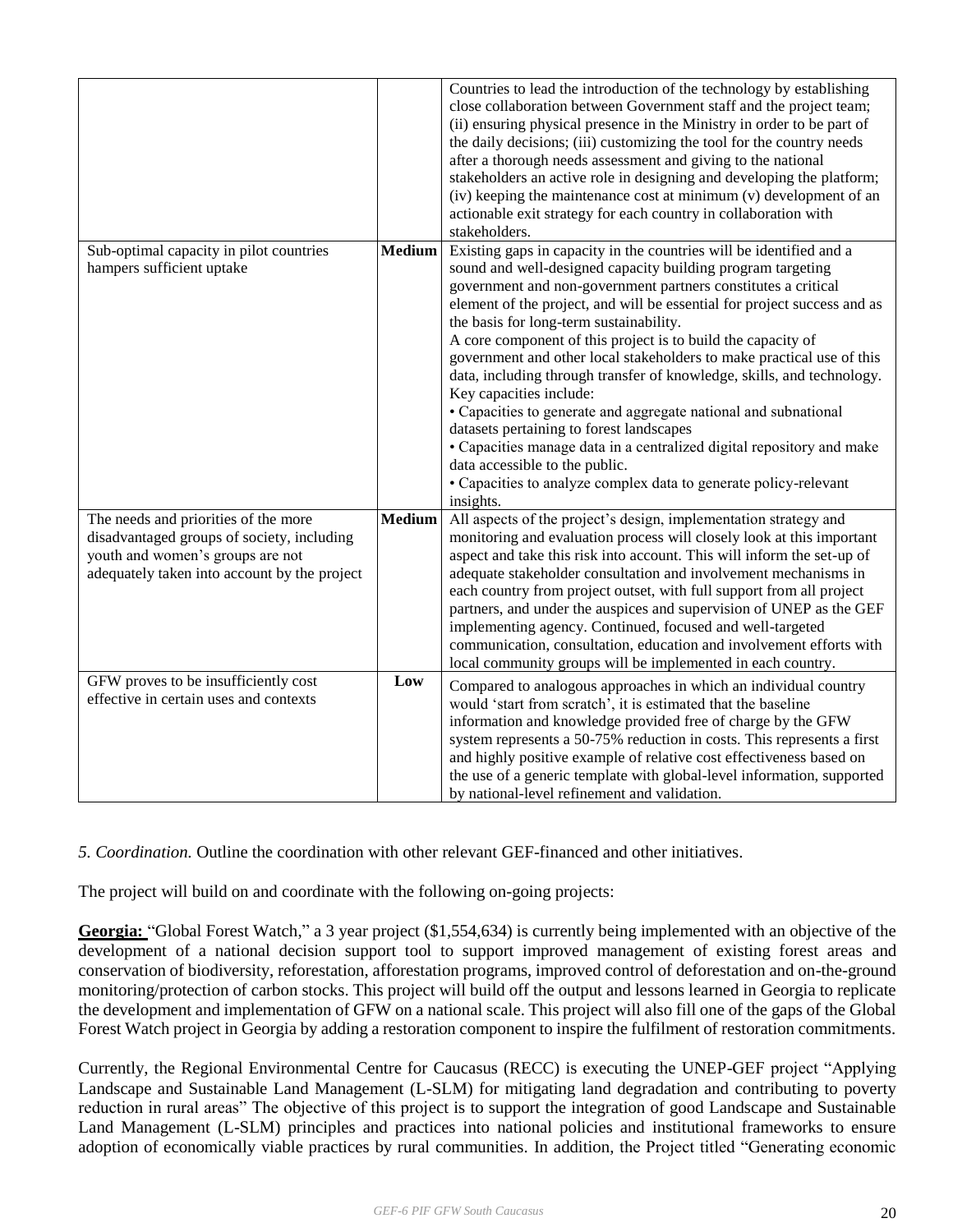| | | |
|---|---|---|
| | | Countries to lead the introduction of the technology by establishing close collaboration between Government staff and the project team; (ii) ensuring physical presence in the Ministry in order to be part of the daily decisions; (iii) customizing the tool for the country needs after a thorough needs assessment and giving to the national stakeholders an active role in designing and developing the platform; (iv) keeping the maintenance cost at minimum (v) development of an actionable exit strategy for each country in collaboration with stakeholders. |
| Sub-optimal capacity in pilot countries hampers sufficient uptake | **Medium** | Existing gaps in capacity in the countries will be identified and a sound and well-designed capacity building program targeting government and non-government partners constitutes a critical element of the project, and will be essential for project success and as the basis for long-term sustainability.<br>A core component of this project is to build the capacity of government and other local stakeholders to make practical use of this data, including through transfer of knowledge, skills, and technology. Key capacities include:<br>• Capacities to generate and aggregate national and subnational datasets pertaining to forest landscapes<br>• Capacities manage data in a centralized digital repository and make data accessible to the public.<br>• Capacities to analyze complex data to generate policy-relevant insights. |
| The needs and priorities of the more disadvantaged groups of society, including youth and women's groups are not adequately taken into account by the project | **Medium** | All aspects of the project's design, implementation strategy and monitoring and evaluation process will closely look at this important aspect and take this risk into account. This will inform the set-up of adequate stakeholder consultation and involvement mechanisms in each country from project outset, with full support from all project partners, and under the auspices and supervision of UNEP as the GEF implementing agency. Continued, focused and well-targeted communication, consultation, education and involvement efforts with local community groups will be implemented in each country. |
| GFW proves to be insufficiently cost effective in certain uses and contexts | **Low** | Compared to analogous approaches in which an individual country would 'start from scratch', it is estimated that the baseline information and knowledge provided free of charge by the GFW system represents a 50-75% reduction in costs. This represents a first and highly positive example of relative cost effectiveness based on the use of a generic template with global-level information, supported by national-level refinement and validation. |

*5. Coordination.* Outline the coordination with other relevant GEF-financed and other initiatives.

The project will build on and coordinate with the following on-going projects:

**Georgia:** "Global Forest Watch," a 3 year project ($1,554,634) is currently being implemented with an objective of the development of a national decision support tool to support improved management of existing forest areas and conservation of biodiversity, reforestation, afforestation programs, improved control of deforestation and on-the-ground monitoring/protection of carbon stocks. This project will build off the output and lessons learned in Georgia to replicate the development and implementation of GFW on a national scale. This project will also fill one of the gaps of the Global Forest Watch project in Georgia by adding a restoration component to inspire the fulfilment of restoration commitments.

Currently, the Regional Environmental Centre for Caucasus (RECC) is executing the UNEP-GEF project "Applying Landscape and Sustainable Land Management (L-SLM) for mitigating land degradation and contributing to poverty reduction in rural areas" The objective of this project is to support the integration of good Landscape and Sustainable Land Management (L-SLM) principles and practices into national policies and institutional frameworks to ensure adoption of economically viable practices by rural communities. In addition, the Project titled "Generating economic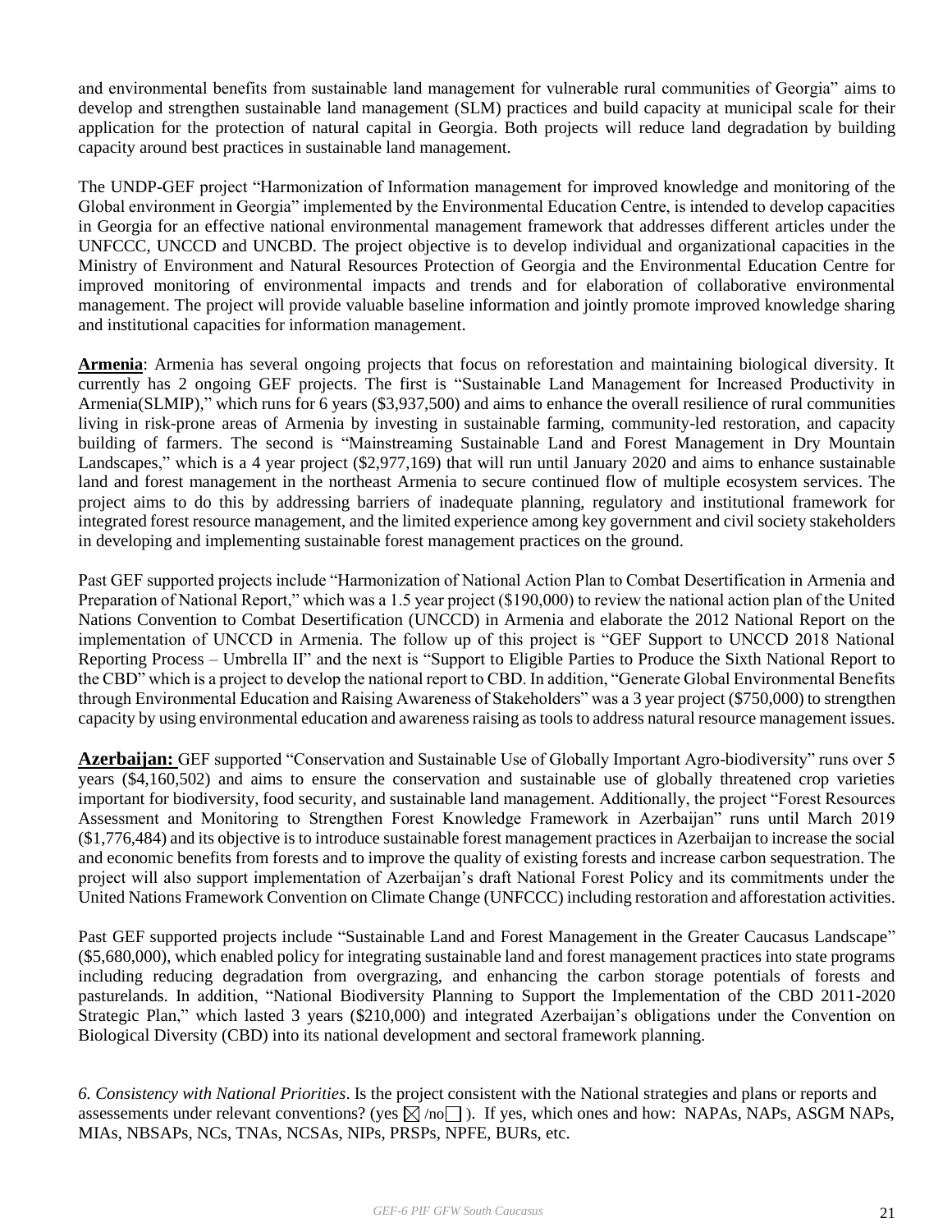and environmental benefits from sustainable land management for vulnerable rural communities of Georgia" aims to develop and strengthen sustainable land management (SLM) practices and build capacity at municipal scale for their application for the protection of natural capital in Georgia. Both projects will reduce land degradation by building capacity around best practices in sustainable land management.

The UNDP-GEF project "Harmonization of Information management for improved knowledge and monitoring of the Global environment in Georgia" implemented by the Environmental Education Centre, is intended to develop capacities in Georgia for an effective national environmental management framework that addresses different articles under the UNFCCC, UNCCD and UNCBD. The project objective is to develop individual and organizational capacities in the Ministry of Environment and Natural Resources Protection of Georgia and the Environmental Education Centre for improved monitoring of environmental impacts and trends and for elaboration of collaborative environmental management. The project will provide valuable baseline information and jointly promote improved knowledge sharing and institutional capacities for information management.

**Armenia**: Armenia has several ongoing projects that focus on reforestation and maintaining biological diversity. It currently has 2 ongoing GEF projects. The first is "Sustainable Land Management for Increased Productivity in Armenia(SLMIP)," which runs for 6 years ($3,937,500) and aims to enhance the overall resilience of rural communities living in risk-prone areas of Armenia by investing in sustainable farming, community-led restoration, and capacity building of farmers. The second is "Mainstreaming Sustainable Land and Forest Management in Dry Mountain Landscapes," which is a 4 year project ($2,977,169) that will run until January 2020 and aims to enhance sustainable land and forest management in the northeast Armenia to secure continued flow of multiple ecosystem services. The project aims to do this by addressing barriers of inadequate planning, regulatory and institutional framework for integrated forest resource management, and the limited experience among key government and civil society stakeholders in developing and implementing sustainable forest management practices on the ground.

Past GEF supported projects include "Harmonization of National Action Plan to Combat Desertification in Armenia and Preparation of National Report," which was a 1.5 year project ($190,000) to review the national action plan of the United Nations Convention to Combat Desertification (UNCCD) in Armenia and elaborate the 2012 National Report on the implementation of UNCCD in Armenia. The follow up of this project is "GEF Support to UNCCD 2018 National Reporting Process – Umbrella II" and the next is "Support to Eligible Parties to Produce the Sixth National Report to the CBD" which is a project to develop the national report to CBD. In addition, "Generate Global Environmental Benefits through Environmental Education and Raising Awareness of Stakeholders" was a 3 year project ($750,000) to strengthen capacity by using environmental education and awareness raising as tools to address natural resource management issues.

**Azerbaijan:** GEF supported "Conservation and Sustainable Use of Globally Important Agro-biodiversity" runs over 5 years ($4,160,502) and aims to ensure the conservation and sustainable use of globally threatened crop varieties important for biodiversity, food security, and sustainable land management. Additionally, the project "Forest Resources Assessment and Monitoring to Strengthen Forest Knowledge Framework in Azerbaijan" runs until March 2019 ($1,776,484) and its objective is to introduce sustainable forest management practices in Azerbaijan to increase the social and economic benefits from forests and to improve the quality of existing forests and increase carbon sequestration. The project will also support implementation of Azerbaijan's draft National Forest Policy and its commitments under the United Nations Framework Convention on Climate Change (UNFCCC) including restoration and afforestation activities.

Past GEF supported projects include "Sustainable Land and Forest Management in the Greater Caucasus Landscape" ($5,680,000), which enabled policy for integrating sustainable land and forest management practices into state programs including reducing degradation from overgrazing, and enhancing the carbon storage potentials of forests and pasturelands. In addition, "National Biodiversity Planning to Support the Implementation of the CBD 2011-2020 Strategic Plan," which lasted 3 years ($210,000) and integrated Azerbaijan's obligations under the Convention on Biological Diversity (CBD) into its national development and sectoral framework planning.

*6. Consistency with National Priorities*. Is the project consistent with the National strategies and plans or reports and assessements under relevant conventions? (yes ☒ /no☐ ). If yes, which ones and how: NAPAs, NAPs, ASGM NAPs, MIAs, NBSAPs, NCs, TNAs, NCSAs, NIPs, PRSPs, NPFE, BURs, etc.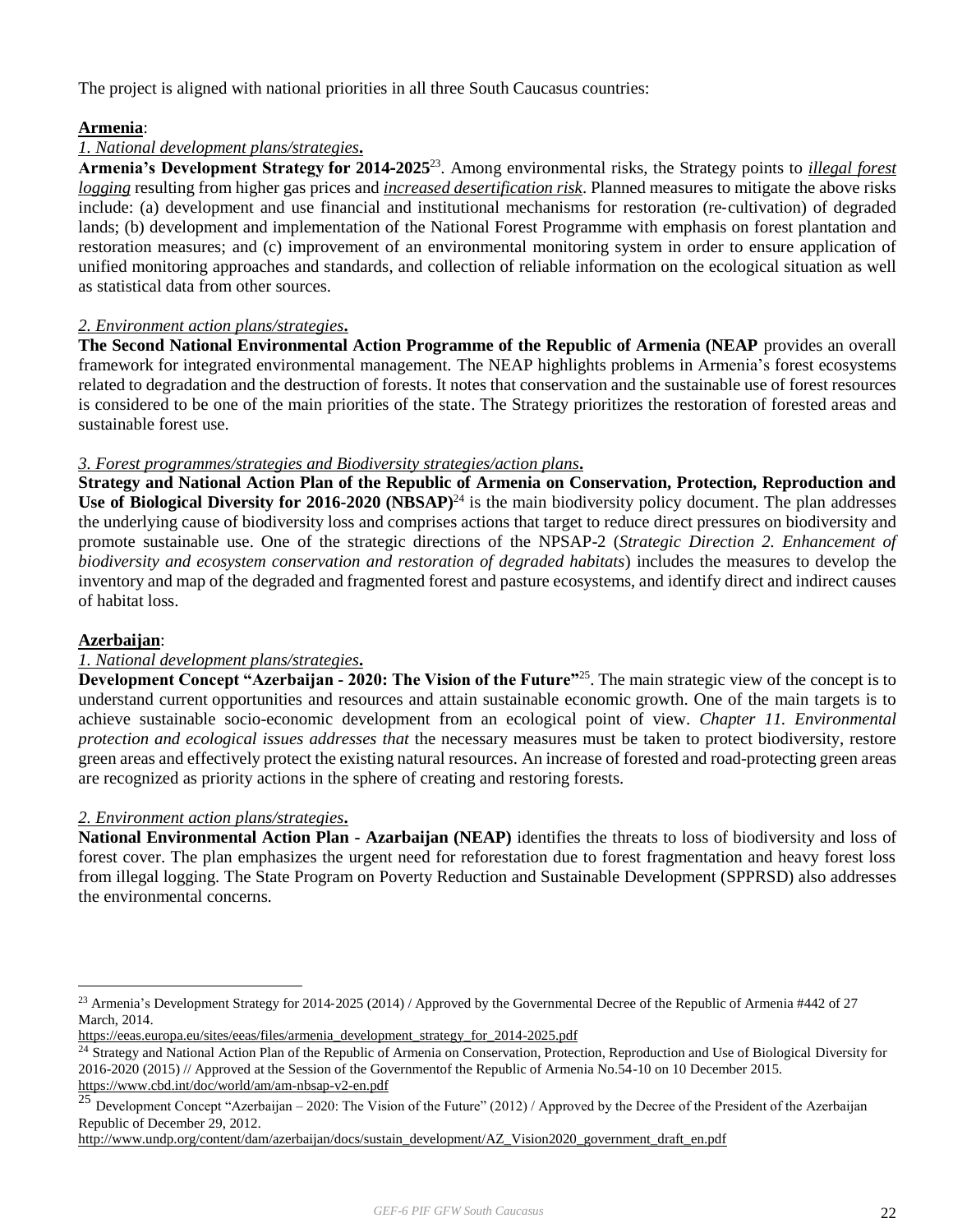The project is aligned with national priorities in all three South Caucasus countries:

**Armenia**:

*1. National development plans/strategies***.**

**Armenia's Development Strategy for 2014-2025**[23]. Among environmental risks, the Strategy points to ***illegal forest logging*** resulting from higher gas prices and ***increased desertification risk***. Planned measures to mitigate the above risks include: (a) development and use financial and institutional mechanisms for restoration (re-cultivation) of degraded lands; (b) development and implementation of the National Forest Programme with emphasis on forest plantation and restoration measures; and (c) improvement of an environmental monitoring system in order to ensure application of unified monitoring approaches and standards, and collection of reliable information on the ecological situation as well as statistical data from other sources.

*2. Environment action plans/strategies***.**

**The Second National Environmental Action Programme of the Republic of Armenia (NEAP** provides an overall framework for integrated environmental management. The NEAP highlights problems in Armenia's forest ecosystems related to degradation and the destruction of forests. It notes that conservation and the sustainable use of forest resources is considered to be one of the main priorities of the state. The Strategy prioritizes the restoration of forested areas and sustainable forest use.

*3. Forest programmes/strategies and Biodiversity strategies/action plans***.**

**Strategy and National Action Plan of the Republic of Armenia on Conservation, Protection, Reproduction and Use of Biological Diversity for 2016-2020 (NBSAP)**[24] is the main biodiversity policy document. The plan addresses the underlying cause of biodiversity loss and comprises actions that target to reduce direct pressures on biodiversity and promote sustainable use. One of the strategic directions of the NPSAP-2 (*Strategic Direction 2. Enhancement of biodiversity and ecosystem conservation and restoration of degraded habitats*) includes the measures to develop the inventory and map of the degraded and fragmented forest and pasture ecosystems, and identify direct and indirect causes of habitat loss.

**Azerbaijan**:

*1. National development plans/strategies***.**

**Development Concept "Azerbaijan - 2020: The Vision of the Future"**[25]. The main strategic view of the concept is to understand current opportunities and resources and attain sustainable economic growth. One of the main targets is to achieve sustainable socio-economic development from an ecological point of view. *Chapter 11. Environmental protection and ecological issues addresses that* the necessary measures must be taken to protect biodiversity, restore green areas and effectively protect the existing natural resources. An increase of forested and road-protecting green areas are recognized as priority actions in the sphere of creating and restoring forests.

*2. Environment action plans/strategies***.**

**National Environmental Action Plan - Azarbaijan (NEAP)** identifies the threats to loss of biodiversity and loss of forest cover. The plan emphasizes the urgent need for reforestation due to forest fragmentation and heavy forest loss from illegal logging. The State Program on Poverty Reduction and Sustainable Development (SPPRSD) also addresses the environmental concerns.

---

[23] Armenia's Development Strategy for 2014-2025 (2014) / Approved by the Governmental Decree of the Republic of Armenia #442 of 27 March, 2014.
https://eeas.europa.eu/sites/eeas/files/armenia_development_strategy_for_2014-2025.pdf

[24] Strategy and National Action Plan of the Republic of Armenia on Conservation, Protection, Reproduction and Use of Biological Diversity for 2016-2020 (2015) // Approved at the Session of the Governmentof the Republic of Armenia No.54-10 on 10 December 2015.
https://www.cbd.int/doc/world/am/am-nbsap-v2-en.pdf

[25] Development Concept "Azerbaijan – 2020: The Vision of the Future" (2012) / Approved by the Decree of the President of the Azerbaijan Republic of December 29, 2012.
http://www.undp.org/content/dam/azerbaijan/docs/sustain_development/AZ_Vision2020_government_draft_en.pdf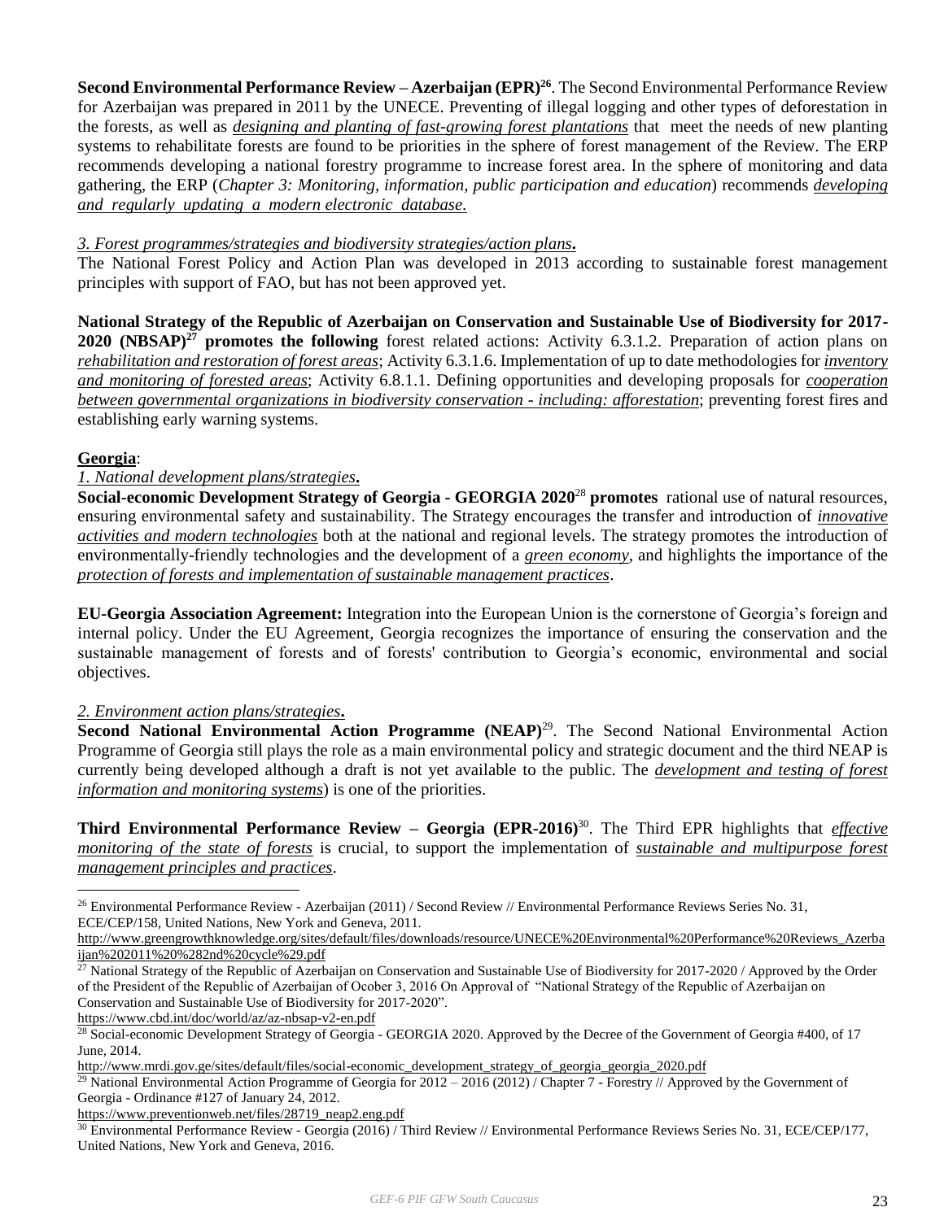**Second Environmental Performance Review – Azerbaijan (EPR)[26]**. The Second Environmental Performance Review for Azerbaijan was prepared in 2011 by the UNECE. Preventing of illegal logging and other types of deforestation in the forests, as well as *designing and planting of fast-growing forest plantations* that meet the needs of new planting systems to rehabilitate forests are found to be priorities in the sphere of forest management of the Review. The ERP recommends developing a national forestry programme to increase forest area. In the sphere of monitoring and data gathering, the ERP (*Chapter 3: Monitoring, information, public participation and education*) recommends *developing and regularly updating a modern electronic database.*

*3. Forest programmes/strategies and biodiversity strategies/action plans***.**

The National Forest Policy and Action Plan was developed in 2013 according to sustainable forest management principles with support of FAO, but has not been approved yet.

**National Strategy of the Republic of Azerbaijan on Conservation and Sustainable Use of Biodiversity for 2017-2020 (NBSAP)[27] promotes the following** forest related actions: Activity 6.3.1.2. Preparation of action plans on *rehabilitation and restoration of forest areas*; Activity 6.3.1.6. Implementation of up to date methodologies for *inventory and monitoring of forested areas*; Activity 6.8.1.1. Defining opportunities and developing proposals for *cooperation between governmental organizations in biodiversity conservation - including: afforestation*; preventing forest fires and establishing early warning systems.

**Georgia**:

*1. National development plans/strategies***.**

**Social-economic Development Strategy of Georgia - GEORGIA 2020**[28] **promotes** rational use of natural resources, ensuring environmental safety and sustainability. The Strategy encourages the transfer and introduction of *innovative activities and modern technologies* both at the national and regional levels. The strategy promotes the introduction of environmentally-friendly technologies and the development of a *green economy*, and highlights the importance of the *protection of forests and implementation of sustainable management practices*.

**EU-Georgia Association Agreement:** Integration into the European Union is the cornerstone of Georgia's foreign and internal policy. Under the EU Agreement, Georgia recognizes the importance of ensuring the conservation and the sustainable management of forests and of forests' contribution to Georgia's economic, environmental and social objectives.

*2. Environment action plans/strategies***.**

**Second National Environmental Action Programme (NEAP)**[29]. The Second National Environmental Action Programme of Georgia still plays the role as a main environmental policy and strategic document and the third NEAP is currently being developed although a draft is not yet available to the public. The *development and testing of forest information and monitoring systems*) is one of the priorities.

**Third Environmental Performance Review – Georgia (EPR-2016)**[30]. The Third EPR highlights that *effective monitoring of the state of forests* is crucial, to support the implementation of *sustainable and multipurpose forest management principles and practices*.

---

[26] Environmental Performance Review - Azerbaijan (2011) / Second Review // Environmental Performance Reviews Series No. 31, ECE/CEP/158, United Nations, New York and Geneva, 2011.
http://www.greengrowthknowledge.org/sites/default/files/downloads/resource/UNECE%20Environmental%20Performance%20Reviews_Azerbaijan%202011%20%282nd%20cycle%29.pdf

[27] National Strategy of the Republic of Azerbaijan on Conservation and Sustainable Use of Biodiversity for 2017-2020 / Approved by the Order of the President of the Republic of Azerbaijan of Ocober 3, 2016 On Approval of "National Strategy of the Republic of Azerbaijan on Conservation and Sustainable Use of Biodiversity for 2017-2020".
https://www.cbd.int/doc/world/az/az-nbsap-v2-en.pdf

[28] Social-economic Development Strategy of Georgia - GEORGIA 2020. Approved by the Decree of the Government of Georgia #400, of 17 June, 2014.
http://www.mrdi.gov.ge/sites/default/files/social-economic_development_strategy_of_georgia_georgia_2020.pdf

[29] National Environmental Action Programme of Georgia for 2012 – 2016 (2012) / Chapter 7 - Forestry // Approved by the Government of Georgia - Ordinance #127 of January 24, 2012.
https://www.preventionweb.net/files/28719_neap2.eng.pdf

[30] Environmental Performance Review - Georgia (2016) / Third Review // Environmental Performance Reviews Series No. 31, ECE/CEP/177, United Nations, New York and Geneva, 2016.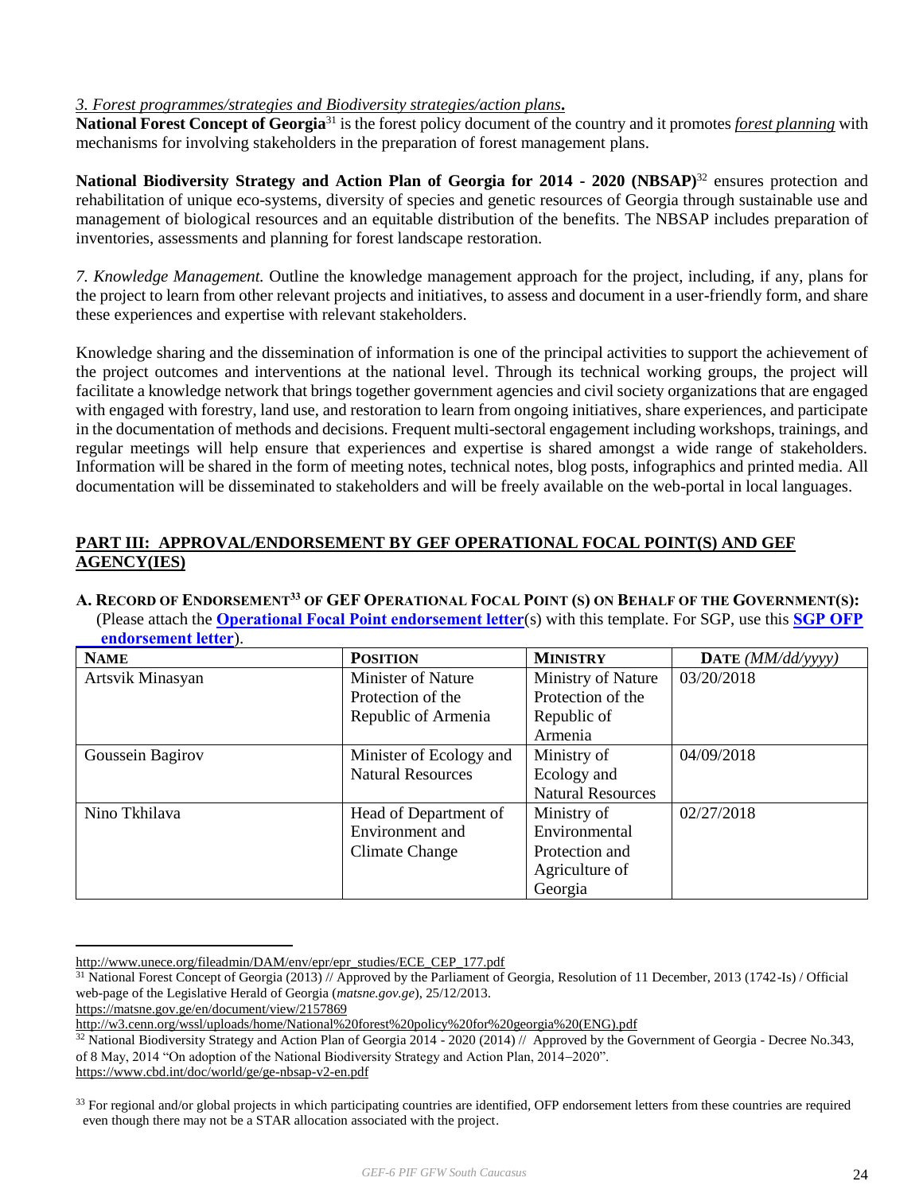*3. Forest programmes/strategies and Biodiversity strategies/action plans***.**

**National Forest Concept of Georgia**[31] is the forest policy document of the country and it promotes ***forest planning*** with mechanisms for involving stakeholders in the preparation of forest management plans.

**National Biodiversity Strategy and Action Plan of Georgia for 2014 - 2020 (NBSAP)**[32] ensures protection and rehabilitation of unique eco-systems, diversity of species and genetic resources of Georgia through sustainable use and management of biological resources and an equitable distribution of the benefits. The NBSAP includes preparation of inventories, assessments and planning for forest landscape restoration.

*7. Knowledge Management.* Outline the knowledge management approach for the project, including, if any, plans for the project to learn from other relevant projects and initiatives, to assess and document in a user-friendly form, and share these experiences and expertise with relevant stakeholders.

Knowledge sharing and the dissemination of information is one of the principal activities to support the achievement of the project outcomes and interventions at the national level. Through its technical working groups, the project will facilitate a knowledge network that brings together government agencies and civil society organizations that are engaged with engaged with forestry, land use, and restoration to learn from ongoing initiatives, share experiences, and participate in the documentation of methods and decisions. Frequent multi-sectoral engagement including workshops, trainings, and regular meetings will help ensure that experiences and expertise is shared amongst a wide range of stakeholders. Information will be shared in the form of meeting notes, technical notes, blog posts, infographics and printed media. All documentation will be disseminated to stakeholders and will be freely available on the web-portal in local languages.

## PART III: APPROVAL/ENDORSEMENT BY GEF OPERATIONAL FOCAL POINT(S) AND GEF AGENCY(IES)

**A. RECORD OF ENDORSEMENT[33] OF GEF OPERATIONAL FOCAL POINT (S) ON BEHALF OF THE GOVERNMENT(S):** (Please attach the **Operational Focal Point endorsement letter**(s) with this template. For SGP, use this **SGP OFP endorsement letter**).

| NAME | POSITION | MINISTRY | DATE *(MM/dd/yyyy)* |
|---|---|---|---|
| Artsvik Minasyan | Minister of Nature Protection of the Republic of Armenia | Ministry of Nature Protection of the Republic of Armenia | 03/20/2018 |
| Goussein Bagirov | Minister of Ecology and Natural Resources | Ministry of Ecology and Natural Resources | 04/09/2018 |
| Nino Tkhilava | Head of Department of Environment and Climate Change | Ministry of Environmental Protection and Agriculture of Georgia | 02/27/2018 |

---

http://www.unece.org/fileadmin/DAM/env/epr/epr_studies/ECE_CEP_177.pdf

[31] National Forest Concept of Georgia (2013) // Approved by the Parliament of Georgia, Resolution of 11 December, 2013 (1742-Is) / Official web-page of the Legislative Herald of Georgia (*matsne.gov.ge*), 25/12/2013.
https://matsne.gov.ge/en/document/view/2157869
http://w3.cenn.org/wssl/uploads/home/National%20forest%20policy%20for%20georgia%20(ENG).pdf

[32] National Biodiversity Strategy and Action Plan of Georgia 2014 - 2020 (2014) // Approved by the Government of Georgia - Decree No.343, of 8 May, 2014 "On adoption of the National Biodiversity Strategy and Action Plan, 2014–2020".
https://www.cbd.int/doc/world/ge/ge-nbsap-v2-en.pdf

[33] For regional and/or global projects in which participating countries are identified, OFP endorsement letters from these countries are required even though there may not be a STAR allocation associated with the project.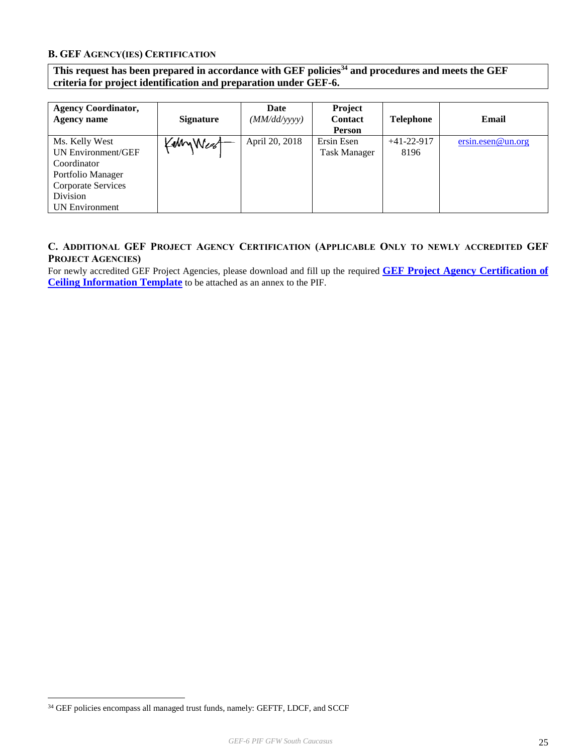### B. GEF Agency(ies) Certification

**This request has been prepared in accordance with GEF policies[34] and procedures and meets the GEF criteria for project identification and preparation under GEF-6.**

| Agency Coordinator, Agency name | Signature | Date *(MM/dd/yyyy)* | Project Contact Person | Telephone | Email |
|---|---|---|---|---|---|
| Ms. Kelly West<br>UN Environment/GEF Coordinator<br>Portfolio Manager<br>Corporate Services Division<br>UN Environment | Kelly West | April 20, 2018 | Ersin Esen<br>Task Manager | +41-22-917 8196 | ersin.esen@un.org |

### C. Additional GEF Project Agency Certification (Applicable Only to newly accredited GEF Project Agencies)

For newly accredited GEF Project Agencies, please download and fill up the required **GEF Project Agency Certification of Ceiling Information Template** to be attached as an annex to the PIF.

---

[34] GEF policies encompass all managed trust funds, namely: GEFTF, LDCF, and SCCF